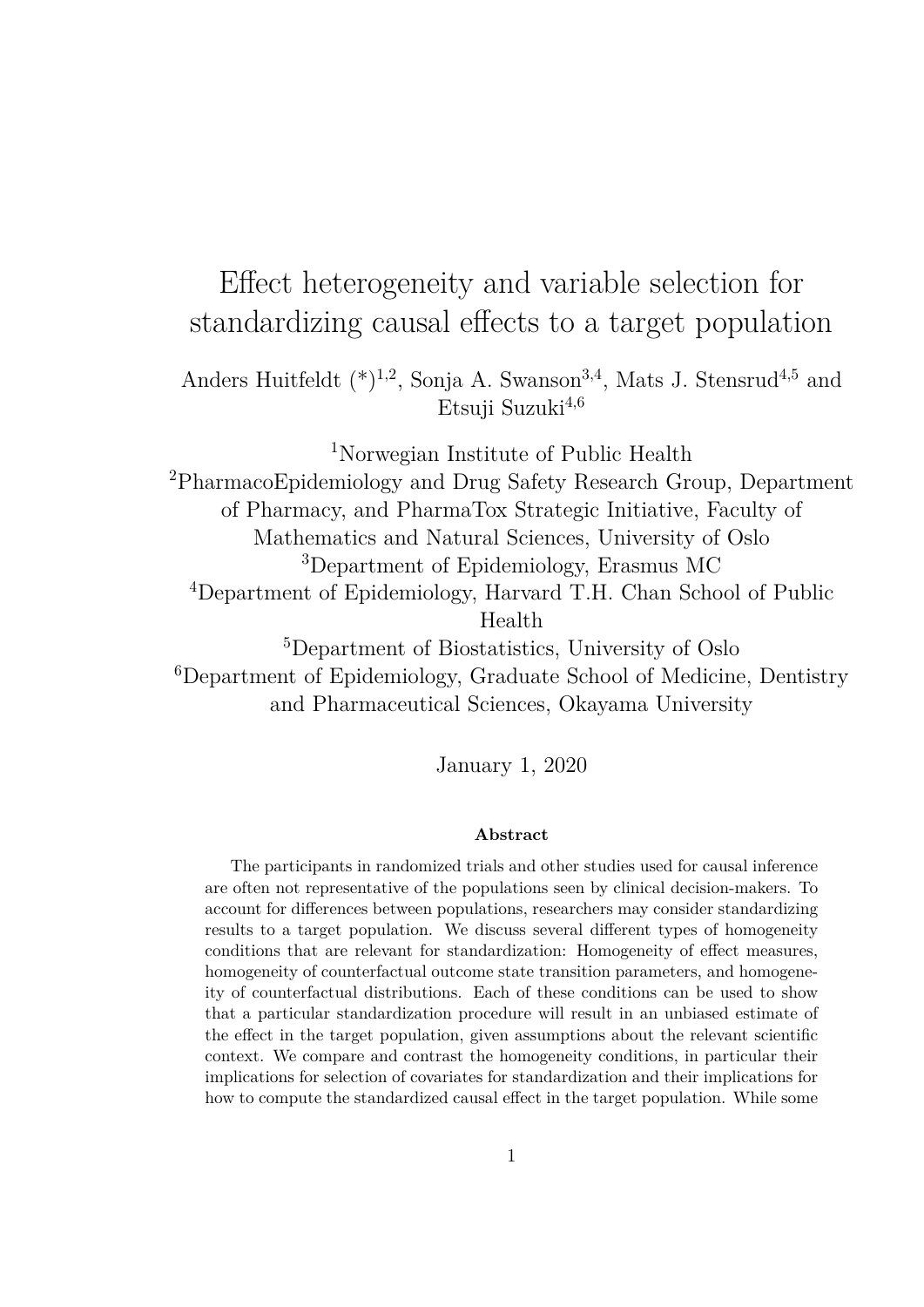# Effect heterogeneity and variable selection for standardizing causal effects to a target population

Anders Huitfeldt (*)[1,2], Sonja A. Swanson[3,4], Mats J. Stensrud[4,5] and Etsuji Suzuki[4,6]

[1]Norwegian Institute of Public Health
[2]PharmacoEpidemiology and Drug Safety Research Group, Department of Pharmacy, and PharmaTox Strategic Initiative, Faculty of Mathematics and Natural Sciences, University of Oslo
[3]Department of Epidemiology, Erasmus MC
[4]Department of Epidemiology, Harvard T.H. Chan School of Public Health
[5]Department of Biostatistics, University of Oslo
[6]Department of Epidemiology, Graduate School of Medicine, Dentistry and Pharmaceutical Sciences, Okayama University

January 1, 2020

**Abstract**

The participants in randomized trials and other studies used for causal inference are often not representative of the populations seen by clinical decision-makers. To account for differences between populations, researchers may consider standardizing results to a target population. We discuss several different types of homogeneity conditions that are relevant for standardization: Homogeneity of effect measures, homogeneity of counterfactual outcome state transition parameters, and homogeneity of counterfactual distributions. Each of these conditions can be used to show that a particular standardization procedure will result in an unbiased estimate of the effect in the target population, given assumptions about the relevant scientific context. We compare and contrast the homogeneity conditions, in particular their implications for selection of covariates for standardization and their implications for how to compute the standardized causal effect in the target population. While some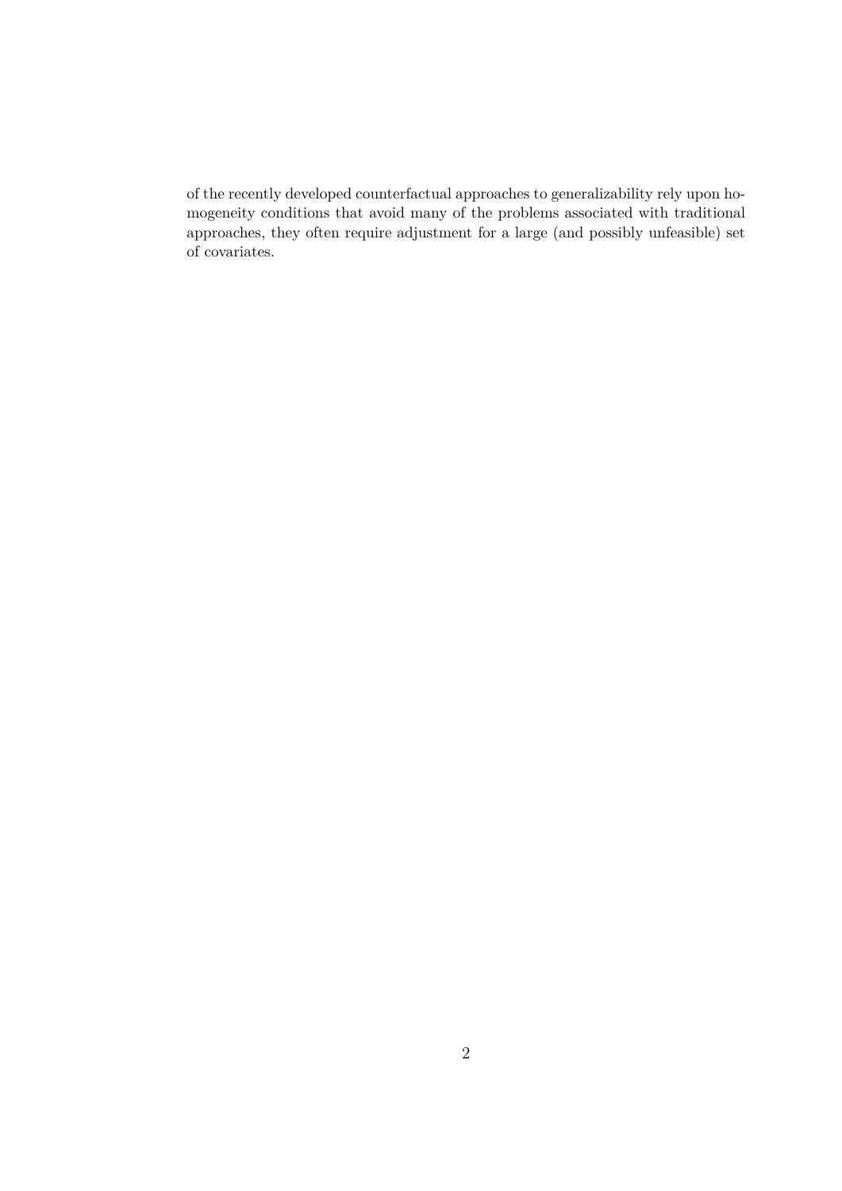of the recently developed counterfactual approaches to generalizability rely upon homogeneity conditions that avoid many of the problems associated with traditional approaches, they often require adjustment for a large (and possibly unfeasible) set of covariates.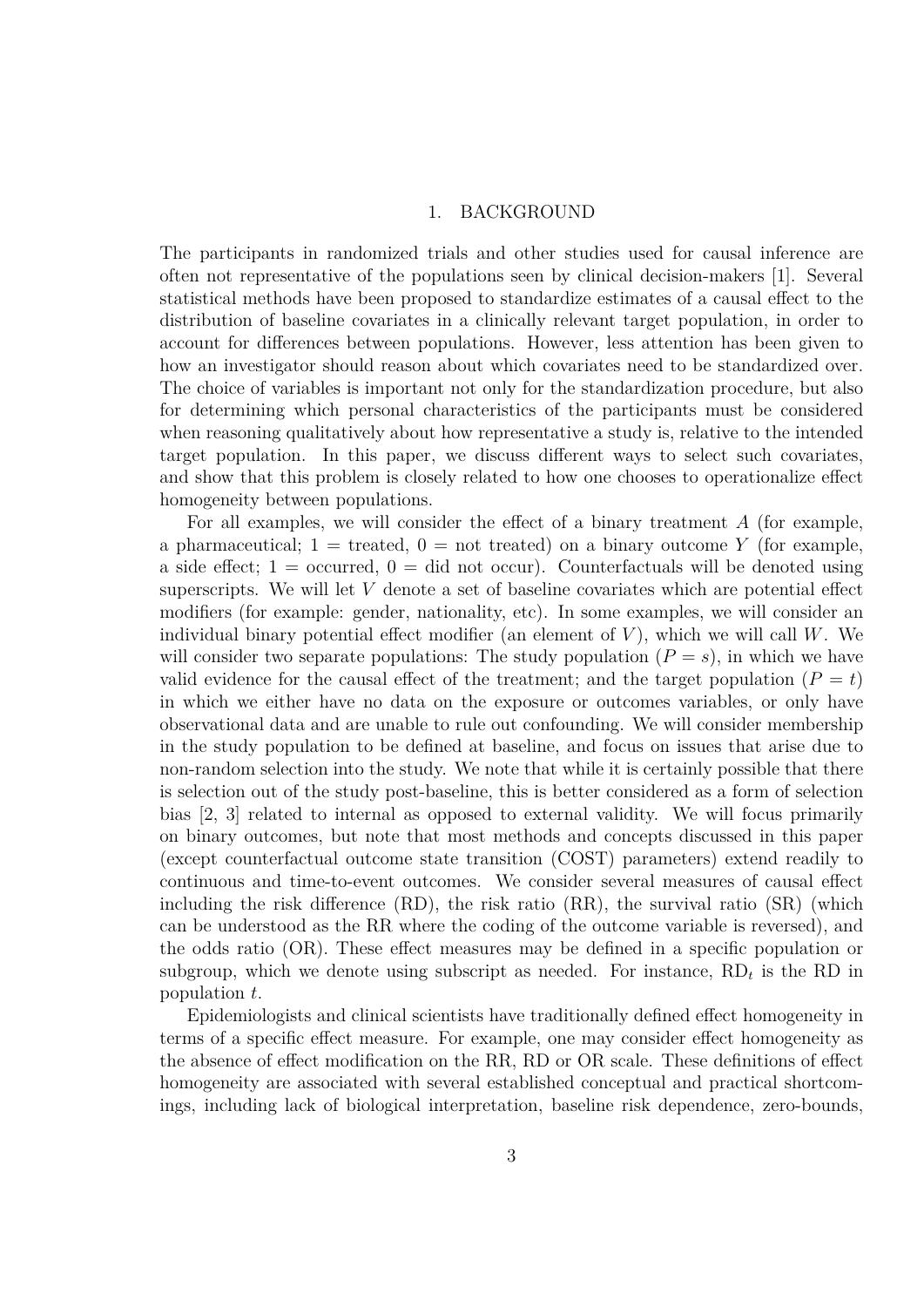# 1. BACKGROUND

The participants in randomized trials and other studies used for causal inference are often not representative of the populations seen by clinical decision-makers [1]. Several statistical methods have been proposed to standardize estimates of a causal effect to the distribution of baseline covariates in a clinically relevant target population, in order to account for differences between populations. However, less attention has been given to how an investigator should reason about which covariates need to be standardized over. The choice of variables is important not only for the standardization procedure, but also for determining which personal characteristics of the participants must be considered when reasoning qualitatively about how representative a study is, relative to the intended target population. In this paper, we discuss different ways to select such covariates, and show that this problem is closely related to how one chooses to operationalize effect homogeneity between populations.

For all examples, we will consider the effect of a binary treatment $A$ (for example, a pharmaceutical; 1 = treated, 0 = not treated) on a binary outcome $Y$ (for example, a side effect; 1 = occurred, 0 = did not occur). Counterfactuals will be denoted using superscripts. We will let $V$ denote a set of baseline covariates which are potential effect modifiers (for example: gender, nationality, etc). In some examples, we will consider an individual binary potential effect modifier (an element of $V$), which we will call $W$. We will consider two separate populations: The study population ($P = s$), in which we have valid evidence for the causal effect of the treatment; and the target population ($P = t$) in which we either have no data on the exposure or outcomes variables, or only have observational data and are unable to rule out confounding. We will consider membership in the study population to be defined at baseline, and focus on issues that arise due to non-random selection into the study. We note that while it is certainly possible that there is selection out of the study post-baseline, this is better considered as a form of selection bias [2, 3] related to internal as opposed to external validity. We will focus primarily on binary outcomes, but note that most methods and concepts discussed in this paper (except counterfactual outcome state transition (COST) parameters) extend readily to continuous and time-to-event outcomes. We consider several measures of causal effect including the risk difference (RD), the risk ratio (RR), the survival ratio (SR) (which can be understood as the RR where the coding of the outcome variable is reversed), and the odds ratio (OR). These effect measures may be defined in a specific population or subgroup, which we denote using subscript as needed. For instance, $\text{RD}_t$ is the RD in population $t$.

Epidemiologists and clinical scientists have traditionally defined effect homogeneity in terms of a specific effect measure. For example, one may consider effect homogeneity as the absence of effect modification on the RR, RD or OR scale. These definitions of effect homogeneity are associated with several established conceptual and practical shortcomings, including lack of biological interpretation, baseline risk dependence, zero-bounds,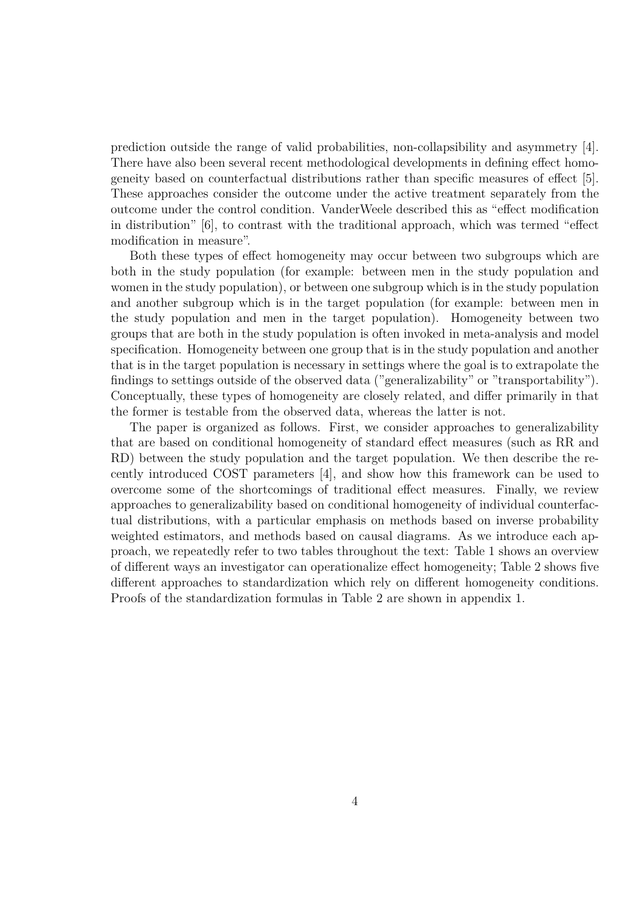prediction outside the range of valid probabilities, non-collapsibility and asymmetry [4]. There have also been several recent methodological developments in defining effect homogeneity based on counterfactual distributions rather than specific measures of effect [5]. These approaches consider the outcome under the active treatment separately from the outcome under the control condition. VanderWeele described this as "effect modification in distribution" [6], to contrast with the traditional approach, which was termed "effect modification in measure".

Both these types of effect homogeneity may occur between two subgroups which are both in the study population (for example: between men in the study population and women in the study population), or between one subgroup which is in the study population and another subgroup which is in the target population (for example: between men in the study population and men in the target population). Homogeneity between two groups that are both in the study population is often invoked in meta-analysis and model specification. Homogeneity between one group that is in the study population and another that is in the target population is necessary in settings where the goal is to extrapolate the findings to settings outside of the observed data ("generalizability" or "transportability"). Conceptually, these types of homogeneity are closely related, and differ primarily in that the former is testable from the observed data, whereas the latter is not.

The paper is organized as follows. First, we consider approaches to generalizability that are based on conditional homogeneity of standard effect measures (such as RR and RD) between the study population and the target population. We then describe the recently introduced COST parameters [4], and show how this framework can be used to overcome some of the shortcomings of traditional effect measures. Finally, we review approaches to generalizability based on conditional homogeneity of individual counterfactual distributions, with a particular emphasis on methods based on inverse probability weighted estimators, and methods based on causal diagrams. As we introduce each approach, we repeatedly refer to two tables throughout the text: Table 1 shows an overview of different ways an investigator can operationalize effect homogeneity; Table 2 shows five different approaches to standardization which rely on different homogeneity conditions. Proofs of the standardization formulas in Table 2 are shown in appendix 1.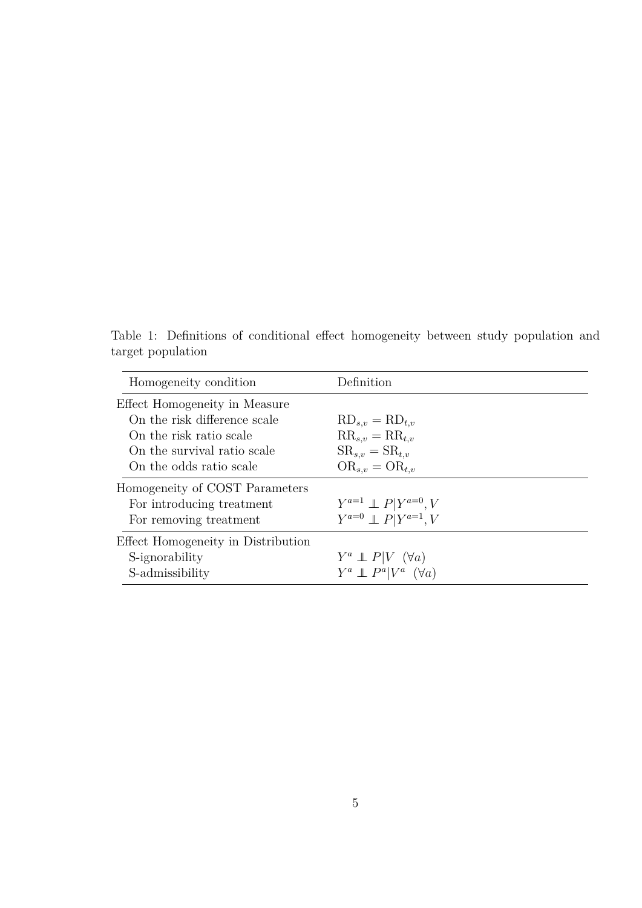Table 1: Definitions of conditional effect homogeneity between study population and target population

| Homogeneity condition | Definition |
| --- | --- |
| Effect Homogeneity in Measure | |
| On the risk difference scale | $\mathrm{RD}_{s,v} = \mathrm{RD}_{t,v}$ |
| On the risk ratio scale | $\mathrm{RR}_{s,v} = \mathrm{RR}_{t,v}$ |
| On the survival ratio scale | $\mathrm{SR}_{s,v} = \mathrm{SR}_{t,v}$ |
| On the odds ratio scale | $\mathrm{OR}_{s,v} = \mathrm{OR}_{t,v}$ |
| Homogeneity of COST Parameters | |
| For introducing treatment | $Y^{a=1} \perp\!\!\!\perp P \mid Y^{a=0}, V$ |
| For removing treatment | $Y^{a=0} \perp\!\!\!\perp P \mid Y^{a=1}, V$ |
| Effect Homogeneity in Distribution | |
| S-ignorability | $Y^{a} \perp\!\!\!\perp P \mid V \;\; (\forall a)$ |
| S-admissibility | $Y^{a} \perp\!\!\!\perp P^{a} \mid V^{a} \;\; (\forall a)$ |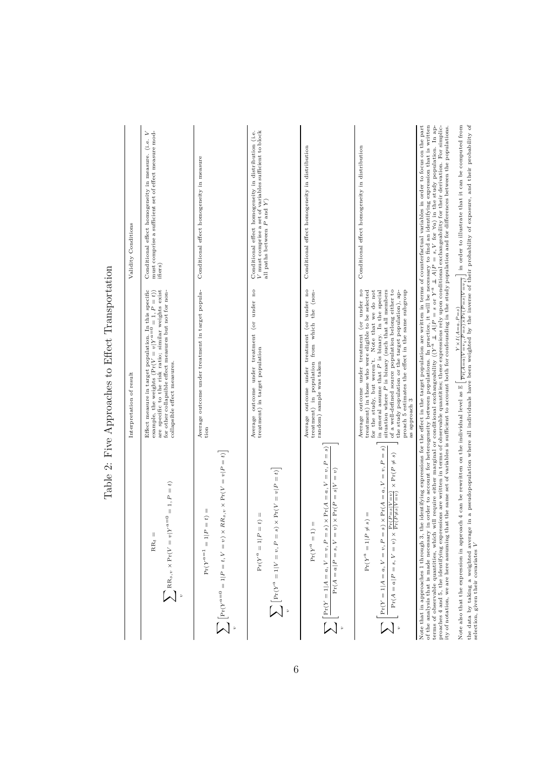# Table 2: Five Approaches to Effect Transportation

| | Interpretation of result | Validity Conditions |
|---|---|---|
| $\text{RR}_t = \sum_v \text{RR}_{s,v} \times \Pr(V = v \mid Y^{a=0} = 1, P = t)$ | Effect measure in target population. In this specific example, the weights ($\Pr(V = v \mid Y^{a=0} = 1, P = t)$) are specific to the risk ratio; similar weights exist for other collapsible effect measures but not for non-collapsible effect measures. | Conditional effect homogeneity in measure. (i.e. $V$ must comprise a sufficient set of effect measure modifiers) |
| $\Pr(Y^{a=1} = 1 \mid P = t) = \sum_v \left[ \Pr(Y^{a=0} = 1 \mid P = t, V = v) \times RR_{s,v} \times \Pr(V = v \mid P = t) \right]$ | Average outcome under treatment in target population | Conditional effect homogeneity in measure |
| $\Pr(Y^a = 1 \mid P = t) = \sum_v \left[ \Pr(Y^a = 1 \mid V = v, P = s) \times \Pr(V = v \mid P = t) \right]$ | Average outcome under treatment (or under no treatment) in target population | Conditional effect homogeneity in distribution (i.e. $V$ must comprise a set of variables sufficient to block all paths between $P$ and $Y$) |
| $\Pr(Y^a = 1) = \sum_v \left[ \dfrac{\Pr(Y = 1 \mid A = a, V = v, P = s) \times \Pr(A = a, V = v, P = s)}{\Pr(A = a \mid P = s, V = v) \times \Pr(P = s \mid V = v)} \right]$ | Average outcome under treatment (or under no treatment) in population from which the (non-random) sample was taken | Conditional effect homogeneity in distribution |
| $\Pr(Y^a = 1 \mid P \neq s) = \sum_v \left[ \dfrac{\Pr(Y = 1 \mid A = a, V = v, P = s) \times \Pr(A = a, V = v, P = s)}{\Pr(A = a \mid P = s, V = v) \times \frac{\Pr(P = s \mid V = v)}{\Pr(P \neq s \mid V = v)} \times \Pr(P \neq s)} \right]$ | Average outcome under treatment (or under no treatment) in those who were eligible to be selected for the study, but weren't. Note that we do not in general assume that $P$ is binary. In the special situation where $P$ is binary (such that all members of a well-defined source population belong either to the study population or the target population), approach 5 estimates the effect in the same subgroup as approach 3 | Conditional effect homogeneity in distribution |

Note that in approaches 1 through 3, the identifying expressions for the effect in the target population are written in terms of counterfactual variables in order to focus on the part of the analysis that is made necessary in order to account for heterogeneity between populations. In practice, it will be necessary to find an identifying expression that is written in terms of observable quantities, which will require either marginal or conditional exchangeability ($(Y^a \perp\!\!\!\perp A \mid P = s$ or $Y^a \perp\!\!\!\perp A \mid P = s, V$ for $\forall a)$ in the study population. In approaches 4 and 5, the identifying expressions are written in terms of observable quantities; these expressions rely upon conditional exchangeability for their derivation. For simplicity of notation, we are here assuming that the same set of variables is sufficient to account both for confounding in the study population and for differences between the populations.

Note also that the expression in approach 4 can be rewritten on the individual level as $\text{E}\left[\frac{Y \times I(A=a, P=s)}{\Pr(A=a \mid V=v_i, P=s) \times \Pr(P=s \mid V=v_i)}\right]$ in order to illustrate that it can be computed from the data by taking a weighted average in a pseudopopulation where all individuals have been weighted by the inverse of their probability of exposure, and their probability of selection, given their covariates $V$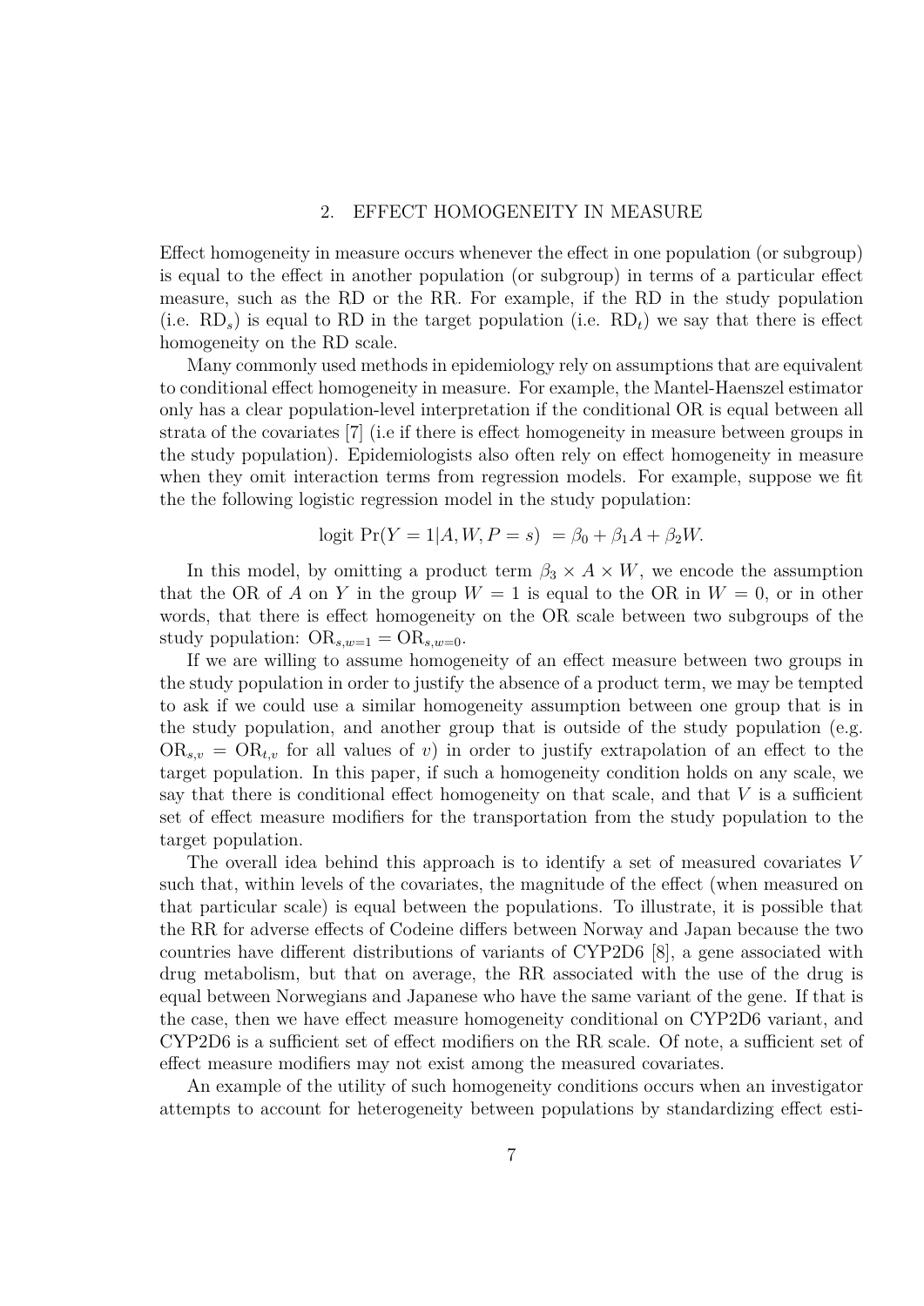## 2. EFFECT HOMOGENEITY IN MEASURE

Effect homogeneity in measure occurs whenever the effect in one population (or subgroup) is equal to the effect in another population (or subgroup) in terms of a particular effect measure, such as the RD or the RR. For example, if the RD in the study population (i.e. $\text{RD}_s$) is equal to RD in the target population (i.e. $\text{RD}_t$) we say that there is effect homogeneity on the RD scale.

Many commonly used methods in epidemiology rely on assumptions that are equivalent to conditional effect homogeneity in measure. For example, the Mantel-Haenszel estimator only has a clear population-level interpretation if the conditional OR is equal between all strata of the covariates [7] (i.e if there is effect homogeneity in measure between groups in the study population). Epidemiologists also often rely on effect homogeneity in measure when they omit interaction terms from regression models. For example, suppose we fit the the following logistic regression model in the study population:

$$\text{logit } \Pr(Y = 1|A, W, P = s) \; = \beta_0 + \beta_1 A + \beta_2 W.$$

In this model, by omitting a product term $\beta_3 \times A \times W$, we encode the assumption that the OR of $A$ on $Y$ in the group $W = 1$ is equal to the OR in $W = 0$, or in other words, that there is effect homogeneity on the OR scale between two subgroups of the study population: $\text{OR}_{s,w=1} = \text{OR}_{s,w=0}$.

If we are willing to assume homogeneity of an effect measure between two groups in the study population in order to justify the absence of a product term, we may be tempted to ask if we could use a similar homogeneity assumption between one group that is in the study population, and another group that is outside of the study population (e.g. $\text{OR}_{s,v} = \text{OR}_{t,v}$ for all values of $v$) in order to justify extrapolation of an effect to the target population. In this paper, if such a homogeneity condition holds on any scale, we say that there is conditional effect homogeneity on that scale, and that $V$ is a sufficient set of effect measure modifiers for the transportation from the study population to the target population.

The overall idea behind this approach is to identify a set of measured covariates $V$ such that, within levels of the covariates, the magnitude of the effect (when measured on that particular scale) is equal between the populations. To illustrate, it is possible that the RR for adverse effects of Codeine differs between Norway and Japan because the two countries have different distributions of variants of CYP2D6 [8], a gene associated with drug metabolism, but that on average, the RR associated with the use of the drug is equal between Norwegians and Japanese who have the same variant of the gene. If that is the case, then we have effect measure homogeneity conditional on CYP2D6 variant, and CYP2D6 is a sufficient set of effect modifiers on the RR scale. Of note, a sufficient set of effect measure modifiers may not exist among the measured covariates.

An example of the utility of such homogeneity conditions occurs when an investigator attempts to account for heterogeneity between populations by standardizing effect esti-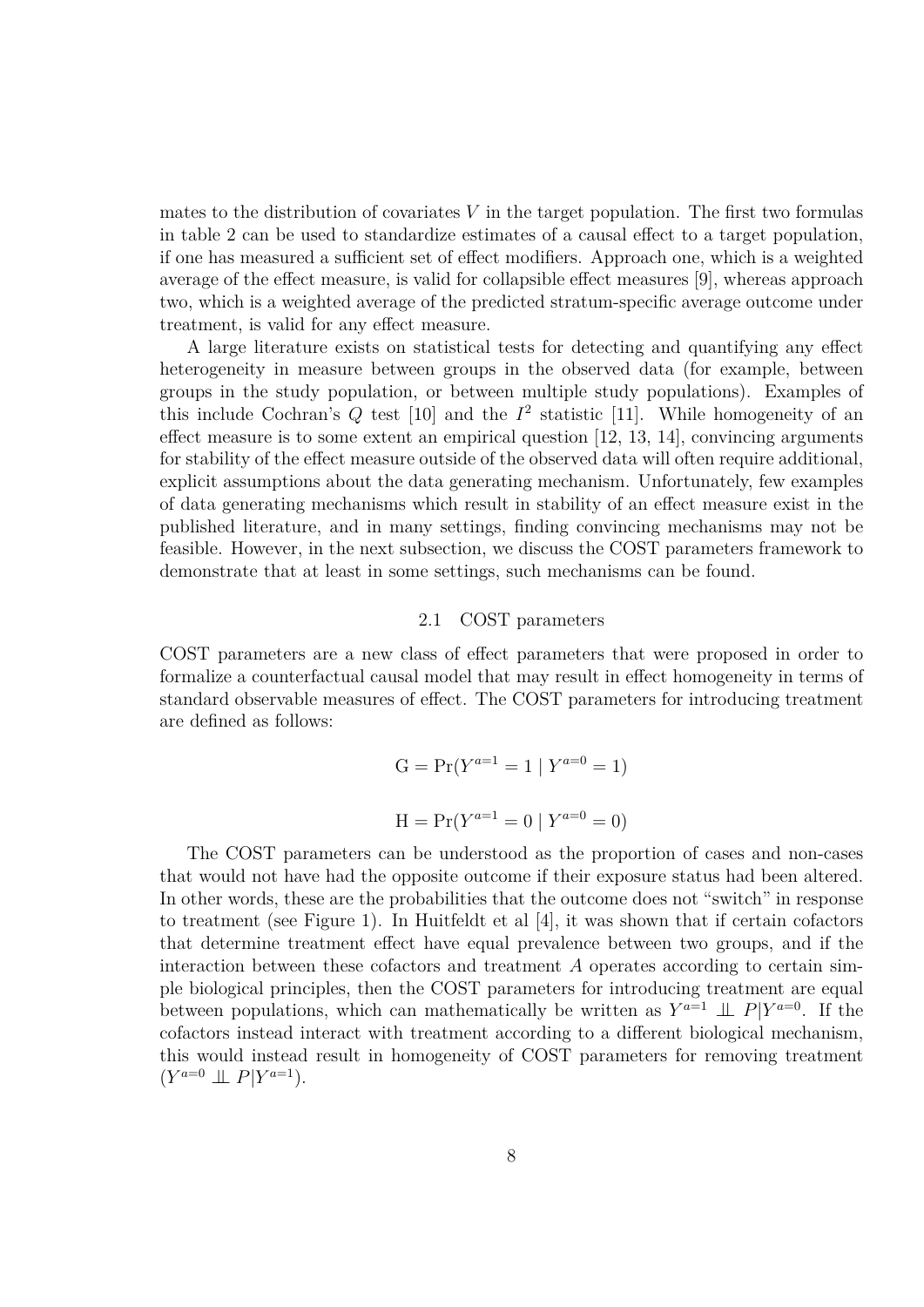mates to the distribution of covariates $V$ in the target population. The first two formulas in table 2 can be used to standardize estimates of a causal effect to a target population, if one has measured a sufficient set of effect modifiers. Approach one, which is a weighted average of the effect measure, is valid for collapsible effect measures [9], whereas approach two, which is a weighted average of the predicted stratum-specific average outcome under treatment, is valid for any effect measure.

A large literature exists on statistical tests for detecting and quantifying any effect heterogeneity in measure between groups in the observed data (for example, between groups in the study population, or between multiple study populations). Examples of this include Cochran's $Q$ test [10] and the $I^2$ statistic [11]. While homogeneity of an effect measure is to some extent an empirical question [12, 13, 14], convincing arguments for stability of the effect measure outside of the observed data will often require additional, explicit assumptions about the data generating mechanism. Unfortunately, few examples of data generating mechanisms which result in stability of an effect measure exist in the published literature, and in many settings, finding convincing mechanisms may not be feasible. However, in the next subsection, we discuss the COST parameters framework to demonstrate that at least in some settings, such mechanisms can be found.

## 2.1 COST parameters

COST parameters are a new class of effect parameters that were proposed in order to formalize a counterfactual causal model that may result in effect homogeneity in terms of standard observable measures of effect. The COST parameters for introducing treatment are defined as follows:

$$\mathrm{G} = \Pr(Y^{a=1} = 1 \mid Y^{a=0} = 1)$$

$$\mathrm{H} = \Pr(Y^{a=1} = 0 \mid Y^{a=0} = 0)$$

The COST parameters can be understood as the proportion of cases and non-cases that would not have had the opposite outcome if their exposure status had been altered. In other words, these are the probabilities that the outcome does not "switch" in response to treatment (see Figure 1). In Huitfeldt et al [4], it was shown that if certain cofactors that determine treatment effect have equal prevalence between two groups, and if the interaction between these cofactors and treatment $A$ operates according to certain simple biological principles, then the COST parameters for introducing treatment are equal between populations, which can mathematically be written as $Y^{a=1} \perp\!\!\!\perp P | Y^{a=0}$. If the cofactors instead interact with treatment according to a different biological mechanism, this would instead result in homogeneity of COST parameters for removing treatment ($Y^{a=0} \perp\!\!\!\perp P | Y^{a=1}$).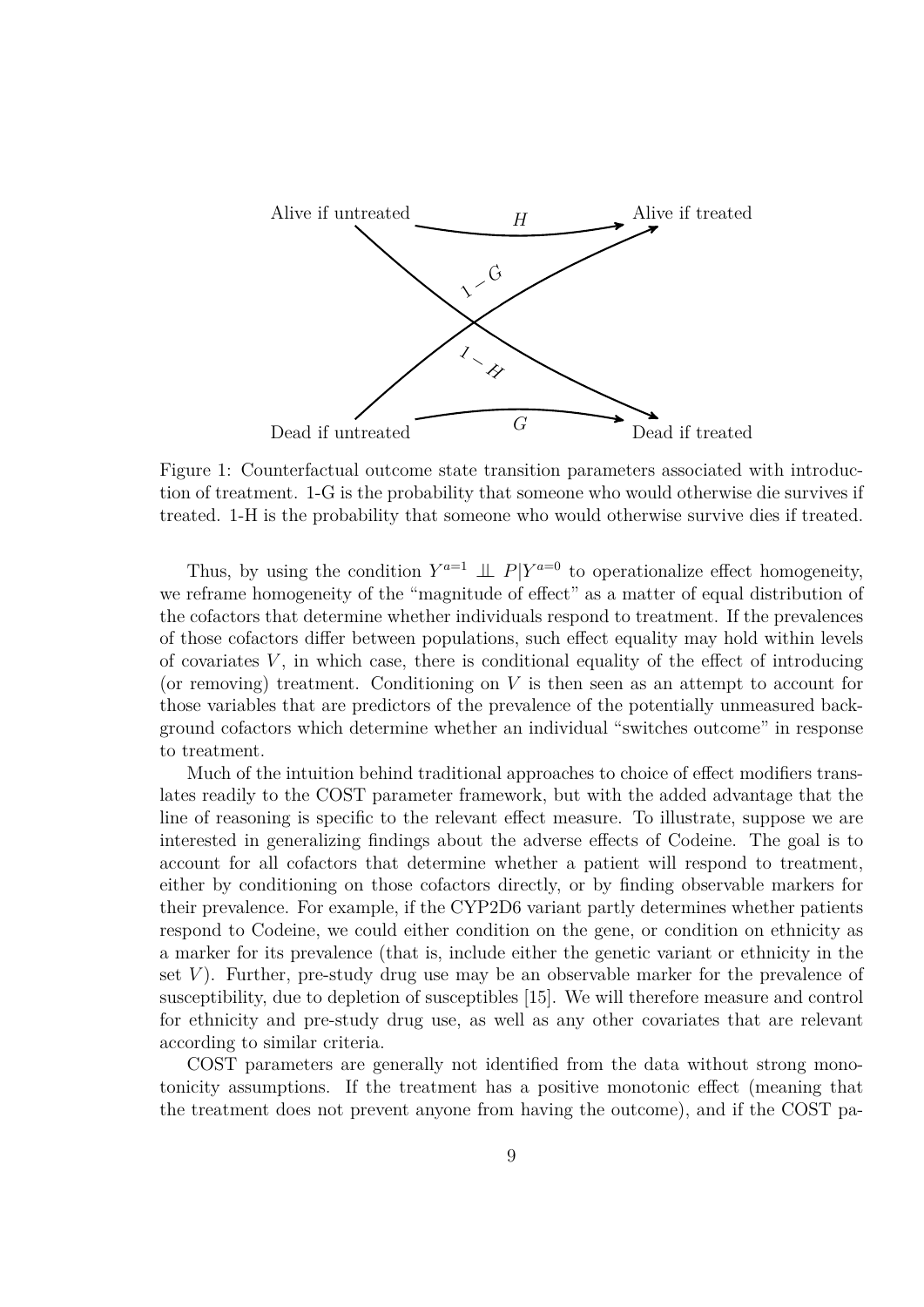Alive if untreated — $H$ → Alive if treated

$1-G$

$1-H$

Dead if untreated — $G$ → Dead if treated

Figure 1: Counterfactual outcome state transition parameters associated with introduction of treatment. 1-G is the probability that someone who would otherwise die survives if treated. 1-H is the probability that someone who would otherwise survive dies if treated.

Thus, by using the condition $Y^{a=1} \perp\!\!\!\perp P | Y^{a=0}$ to operationalize effect homogeneity, we reframe homogeneity of the "magnitude of effect" as a matter of equal distribution of the cofactors that determine whether individuals respond to treatment. If the prevalences of those cofactors differ between populations, such effect equality may hold within levels of covariates $V$, in which case, there is conditional equality of the effect of introducing (or removing) treatment. Conditioning on $V$ is then seen as an attempt to account for those variables that are predictors of the prevalence of the potentially unmeasured background cofactors which determine whether an individual "switches outcome" in response to treatment.

Much of the intuition behind traditional approaches to choice of effect modifiers translates readily to the COST parameter framework, but with the added advantage that the line of reasoning is specific to the relevant effect measure. To illustrate, suppose we are interested in generalizing findings about the adverse effects of Codeine. The goal is to account for all cofactors that determine whether a patient will respond to treatment, either by conditioning on those cofactors directly, or by finding observable markers for their prevalence. For example, if the CYP2D6 variant partly determines whether patients respond to Codeine, we could either condition on the gene, or condition on ethnicity as a marker for its prevalence (that is, include either the genetic variant or ethnicity in the set $V$). Further, pre-study drug use may be an observable marker for the prevalence of susceptibility, due to depletion of susceptibles [15]. We will therefore measure and control for ethnicity and pre-study drug use, as well as any other covariates that are relevant according to similar criteria.

COST parameters are generally not identified from the data without strong monotonicity assumptions. If the treatment has a positive monotonic effect (meaning that the treatment does not prevent anyone from having the outcome), and if the COST pa-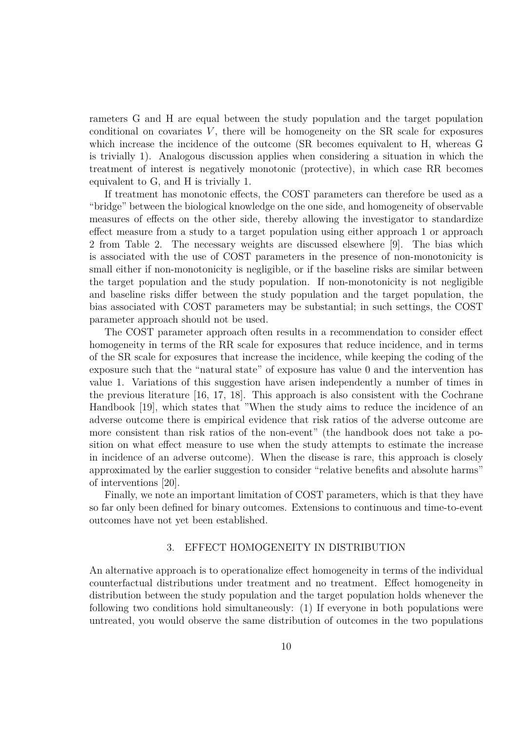rameters G and H are equal between the study population and the target population conditional on covariates $V$, there will be homogeneity on the SR scale for exposures which increase the incidence of the outcome (SR becomes equivalent to H, whereas G is trivially 1). Analogous discussion applies when considering a situation in which the treatment of interest is negatively monotonic (protective), in which case RR becomes equivalent to G, and H is trivially 1.

If treatment has monotonic effects, the COST parameters can therefore be used as a "bridge" between the biological knowledge on the one side, and homogeneity of observable measures of effects on the other side, thereby allowing the investigator to standardize effect measure from a study to a target population using either approach 1 or approach 2 from Table 2. The necessary weights are discussed elsewhere [9]. The bias which is associated with the use of COST parameters in the presence of non-monotonicity is small either if non-monotonicity is negligible, or if the baseline risks are similar between the target population and the study population. If non-monotonicity is not negligible and baseline risks differ between the study population and the target population, the bias associated with COST parameters may be substantial; in such settings, the COST parameter approach should not be used.

The COST parameter approach often results in a recommendation to consider effect homogeneity in terms of the RR scale for exposures that reduce incidence, and in terms of the SR scale for exposures that increase the incidence, while keeping the coding of the exposure such that the "natural state" of exposure has value 0 and the intervention has value 1. Variations of this suggestion have arisen independently a number of times in the previous literature [16, 17, 18]. This approach is also consistent with the Cochrane Handbook [19], which states that "When the study aims to reduce the incidence of an adverse outcome there is empirical evidence that risk ratios of the adverse outcome are more consistent than risk ratios of the non-event" (the handbook does not take a position on what effect measure to use when the study attempts to estimate the increase in incidence of an adverse outcome). When the disease is rare, this approach is closely approximated by the earlier suggestion to consider "relative benefits and absolute harms" of interventions [20].

Finally, we note an important limitation of COST parameters, which is that they have so far only been defined for binary outcomes. Extensions to continuous and time-to-event outcomes have not yet been established.

## 3. EFFECT HOMOGENEITY IN DISTRIBUTION

An alternative approach is to operationalize effect homogeneity in terms of the individual counterfactual distributions under treatment and no treatment. Effect homogeneity in distribution between the study population and the target population holds whenever the following two conditions hold simultaneously: (1) If everyone in both populations were untreated, you would observe the same distribution of outcomes in the two populations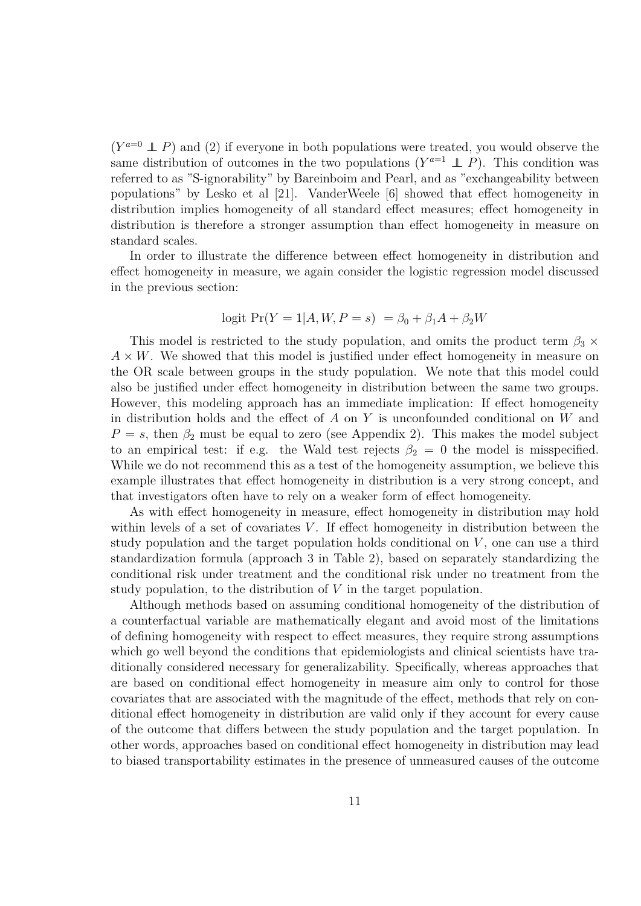($Y^{a=0} \perp\!\!\!\perp P$) and (2) if everyone in both populations were treated, you would observe the same distribution of outcomes in the two populations ($Y^{a=1} \perp\!\!\!\perp P$). This condition was referred to as "S-ignorability" by Bareinboim and Pearl, and as "exchangeability between populations" by Lesko et al [21]. VanderWeele [6] showed that effect homogeneity in distribution implies homogeneity of all standard effect measures; effect homogeneity in distribution is therefore a stronger assumption than effect homogeneity in measure on standard scales.

In order to illustrate the difference between effect homogeneity in distribution and effect homogeneity in measure, we again consider the logistic regression model discussed in the previous section:

$$\text{logit } \Pr(Y = 1|A, W, P = s) \ = \beta_0 + \beta_1 A + \beta_2 W$$

This model is restricted to the study population, and omits the product term $\beta_3 \times A \times W$. We showed that this model is justified under effect homogeneity in measure on the OR scale between groups in the study population. We note that this model could also be justified under effect homogeneity in distribution between the same two groups. However, this modeling approach has an immediate implication: If effect homogeneity in distribution holds and the effect of $A$ on $Y$ is unconfounded conditional on $W$ and $P = s$, then $\beta_2$ must be equal to zero (see Appendix 2). This makes the model subject to an empirical test: if e.g. the Wald test rejects $\beta_2 = 0$ the model is misspecified. While we do not recommend this as a test of the homogeneity assumption, we believe this example illustrates that effect homogeneity in distribution is a very strong concept, and that investigators often have to rely on a weaker form of effect homogeneity.

As with effect homogeneity in measure, effect homogeneity in distribution may hold within levels of a set of covariates $V$. If effect homogeneity in distribution between the study population and the target population holds conditional on $V$, one can use a third standardization formula (approach 3 in Table 2), based on separately standardizing the conditional risk under treatment and the conditional risk under no treatment from the study population, to the distribution of $V$ in the target population.

Although methods based on assuming conditional homogeneity of the distribution of a counterfactual variable are mathematically elegant and avoid most of the limitations of defining homogeneity with respect to effect measures, they require strong assumptions which go well beyond the conditions that epidemiologists and clinical scientists have traditionally considered necessary for generalizability. Specifically, whereas approaches that are based on conditional effect homogeneity in measure aim only to control for those covariates that are associated with the magnitude of the effect, methods that rely on conditional effect homogeneity in distribution are valid only if they account for every cause of the outcome that differs between the study population and the target population. In other words, approaches based on conditional effect homogeneity in distribution may lead to biased transportability estimates in the presence of unmeasured causes of the outcome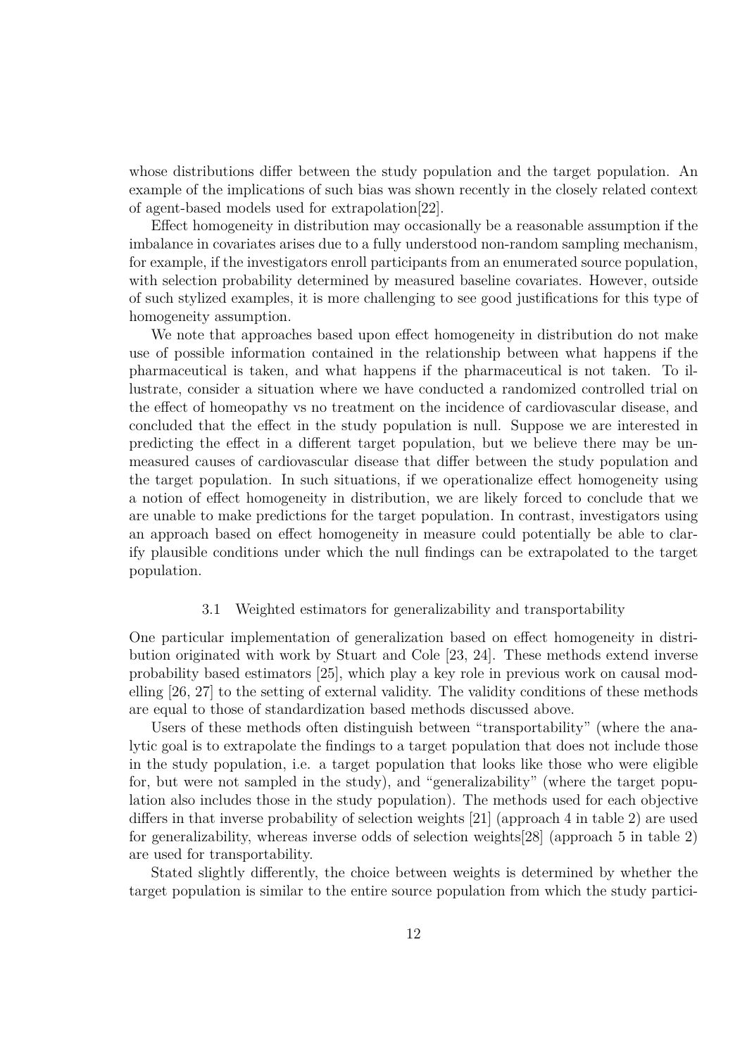whose distributions differ between the study population and the target population. An example of the implications of such bias was shown recently in the closely related context of agent-based models used for extrapolation[22].

Effect homogeneity in distribution may occasionally be a reasonable assumption if the imbalance in covariates arises due to a fully understood non-random sampling mechanism, for example, if the investigators enroll participants from an enumerated source population, with selection probability determined by measured baseline covariates. However, outside of such stylized examples, it is more challenging to see good justifications for this type of homogeneity assumption.

We note that approaches based upon effect homogeneity in distribution do not make use of possible information contained in the relationship between what happens if the pharmaceutical is taken, and what happens if the pharmaceutical is not taken. To illustrate, consider a situation where we have conducted a randomized controlled trial on the effect of homeopathy vs no treatment on the incidence of cardiovascular disease, and concluded that the effect in the study population is null. Suppose we are interested in predicting the effect in a different target population, but we believe there may be unmeasured causes of cardiovascular disease that differ between the study population and the target population. In such situations, if we operationalize effect homogeneity using a notion of effect homogeneity in distribution, we are likely forced to conclude that we are unable to make predictions for the target population. In contrast, investigators using an approach based on effect homogeneity in measure could potentially be able to clarify plausible conditions under which the null findings can be extrapolated to the target population.

### 3.1 Weighted estimators for generalizability and transportability

One particular implementation of generalization based on effect homogeneity in distribution originated with work by Stuart and Cole [23, 24]. These methods extend inverse probability based estimators [25], which play a key role in previous work on causal modelling [26, 27] to the setting of external validity. The validity conditions of these methods are equal to those of standardization based methods discussed above.

Users of these methods often distinguish between "transportability" (where the analytic goal is to extrapolate the findings to a target population that does not include those in the study population, i.e. a target population that looks like those who were eligible for, but were not sampled in the study), and "generalizability" (where the target population also includes those in the study population). The methods used for each objective differs in that inverse probability of selection weights [21] (approach 4 in table 2) are used for generalizability, whereas inverse odds of selection weights[28] (approach 5 in table 2) are used for transportability.

Stated slightly differently, the choice between weights is determined by whether the target population is similar to the entire source population from which the study partici-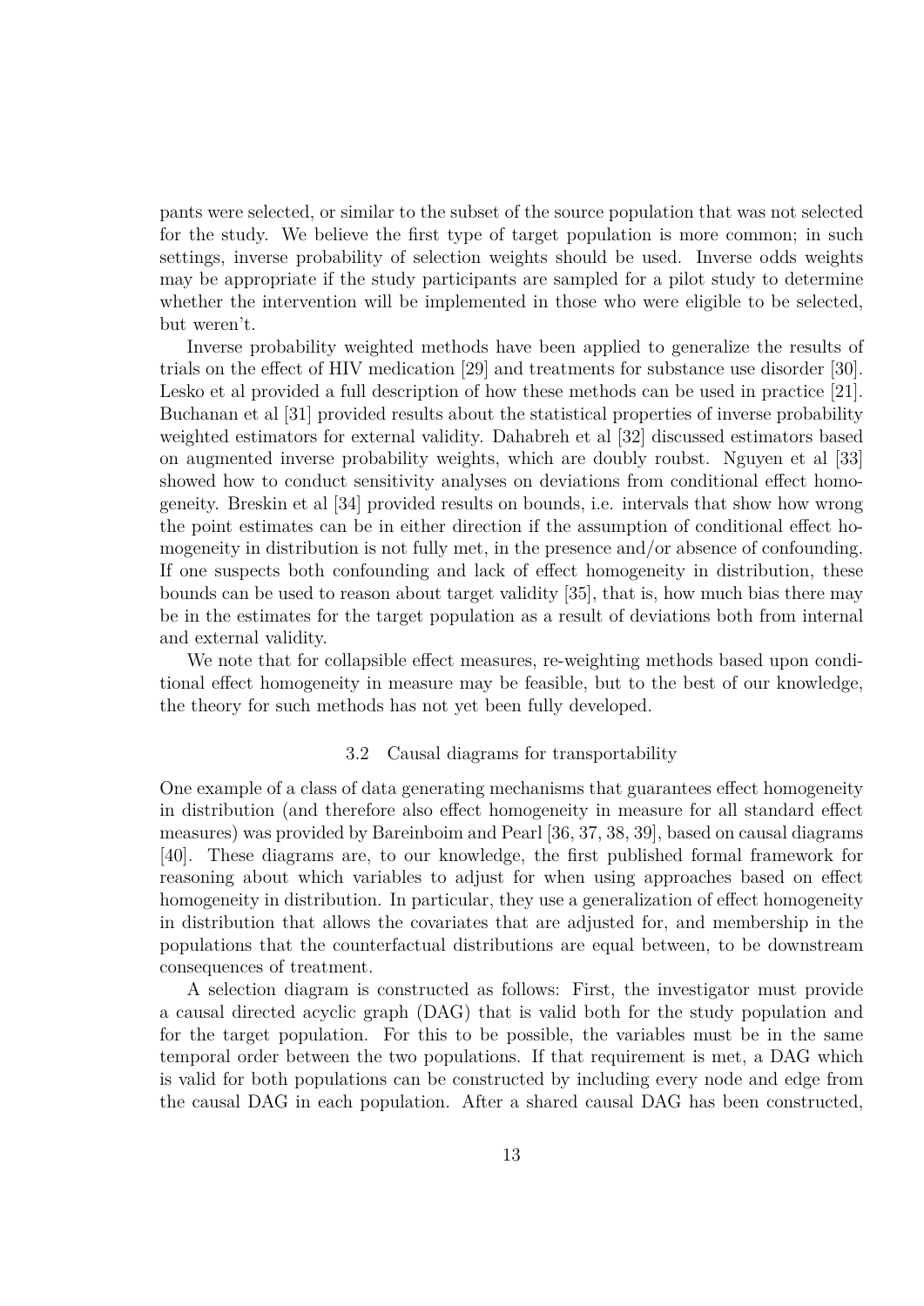pants were selected, or similar to the subset of the source population that was not selected for the study. We believe the first type of target population is more common; in such settings, inverse probability of selection weights should be used. Inverse odds weights may be appropriate if the study participants are sampled for a pilot study to determine whether the intervention will be implemented in those who were eligible to be selected, but weren't.

Inverse probability weighted methods have been applied to generalize the results of trials on the effect of HIV medication [29] and treatments for substance use disorder [30]. Lesko et al provided a full description of how these methods can be used in practice [21]. Buchanan et al [31] provided results about the statistical properties of inverse probability weighted estimators for external validity. Dahabreh et al [32] discussed estimators based on augmented inverse probability weights, which are doubly roubst. Nguyen et al [33] showed how to conduct sensitivity analyses on deviations from conditional effect homogeneity. Breskin et al [34] provided results on bounds, i.e. intervals that show how wrong the point estimates can be in either direction if the assumption of conditional effect homogeneity in distribution is not fully met, in the presence and/or absence of confounding. If one suspects both confounding and lack of effect homogeneity in distribution, these bounds can be used to reason about target validity [35], that is, how much bias there may be in the estimates for the target population as a result of deviations both from internal and external validity.

We note that for collapsible effect measures, re-weighting methods based upon conditional effect homogeneity in measure may be feasible, but to the best of our knowledge, the theory for such methods has not yet been fully developed.

### 3.2 Causal diagrams for transportability

One example of a class of data generating mechanisms that guarantees effect homogeneity in distribution (and therefore also effect homogeneity in measure for all standard effect measures) was provided by Bareinboim and Pearl [36, 37, 38, 39], based on causal diagrams [40]. These diagrams are, to our knowledge, the first published formal framework for reasoning about which variables to adjust for when using approaches based on effect homogeneity in distribution. In particular, they use a generalization of effect homogeneity in distribution that allows the covariates that are adjusted for, and membership in the populations that the counterfactual distributions are equal between, to be downstream consequences of treatment.

A selection diagram is constructed as follows: First, the investigator must provide a causal directed acyclic graph (DAG) that is valid both for the study population and for the target population. For this to be possible, the variables must be in the same temporal order between the two populations. If that requirement is met, a DAG which is valid for both populations can be constructed by including every node and edge from the causal DAG in each population. After a shared causal DAG has been constructed,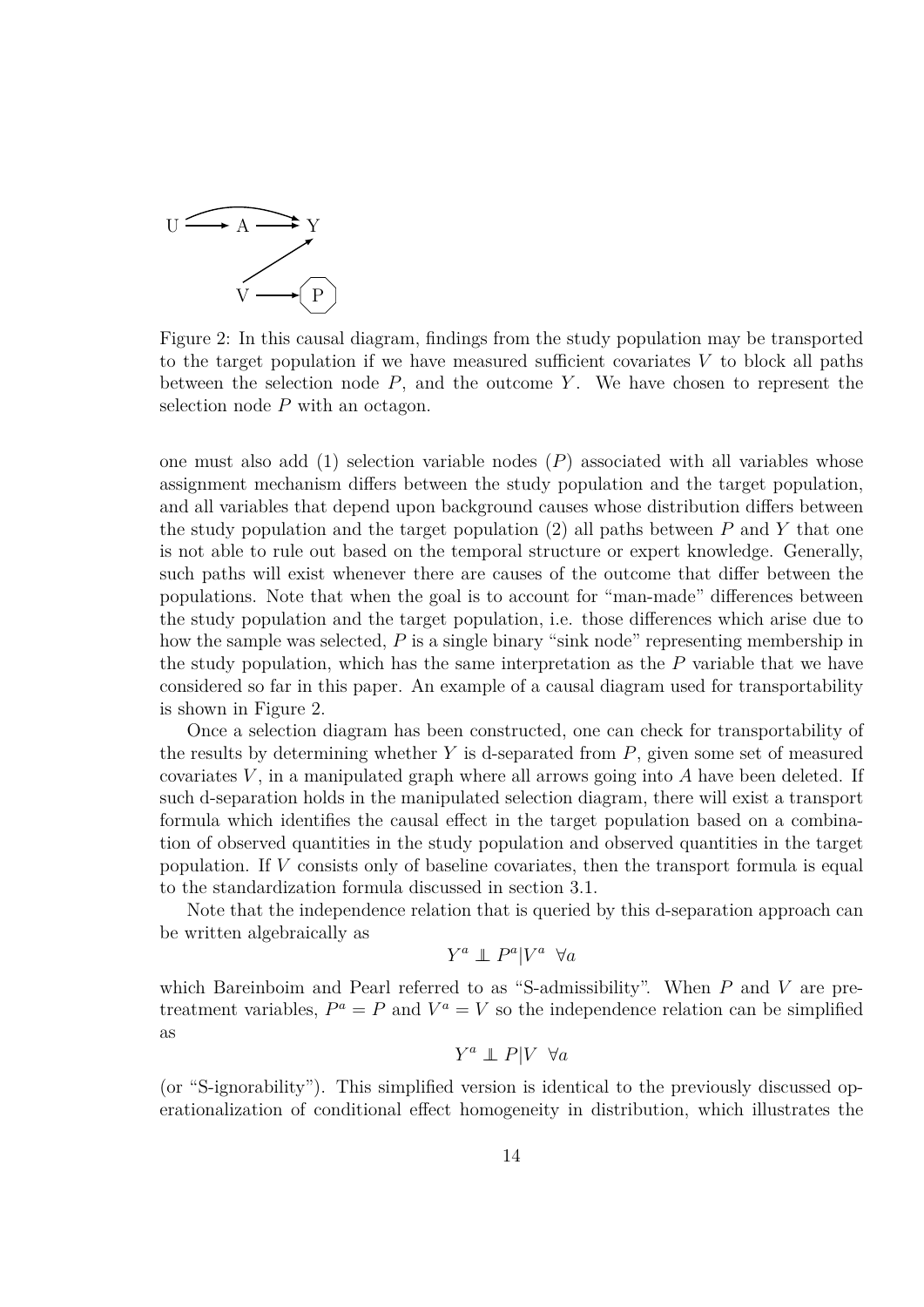Figure 2: In this causal diagram, findings from the study population may be transported to the target population if we have measured sufficient covariates $V$ to block all paths between the selection node $P$, and the outcome $Y$. We have chosen to represent the selection node $P$ with an octagon.

one must also add (1) selection variable nodes ($P$) associated with all variables whose assignment mechanism differs between the study population and the target population, and all variables that depend upon background causes whose distribution differs between the study population and the target population (2) all paths between $P$ and $Y$ that one is not able to rule out based on the temporal structure or expert knowledge. Generally, such paths will exist whenever there are causes of the outcome that differ between the populations. Note that when the goal is to account for "man-made" differences between the study population and the target population, i.e. those differences which arise due to how the sample was selected, $P$ is a single binary "sink node" representing membership in the study population, which has the same interpretation as the $P$ variable that we have considered so far in this paper. An example of a causal diagram used for transportability is shown in Figure 2.

Once a selection diagram has been constructed, one can check for transportability of the results by determining whether $Y$ is d-separated from $P$, given some set of measured covariates $V$, in a manipulated graph where all arrows going into $A$ have been deleted. If such d-separation holds in the manipulated selection diagram, there will exist a transport formula which identifies the causal effect in the target population based on a combination of observed quantities in the study population and observed quantities in the target population. If $V$ consists only of baseline covariates, then the transport formula is equal to the standardization formula discussed in section 3.1.

Note that the independence relation that is queried by this d-separation approach can be written algebraically as

$$Y^a \perp\!\!\!\perp P^a | V^a \ \ \forall a$$

which Bareinboim and Pearl referred to as "S-admissibility". When $P$ and $V$ are pre-treatment variables, $P^a = P$ and $V^a = V$ so the independence relation can be simplified as

$$Y^a \perp\!\!\!\perp P | V \ \ \forall a$$

(or "S-ignorability"). This simplified version is identical to the previously discussed operationalization of conditional effect homogeneity in distribution, which illustrates the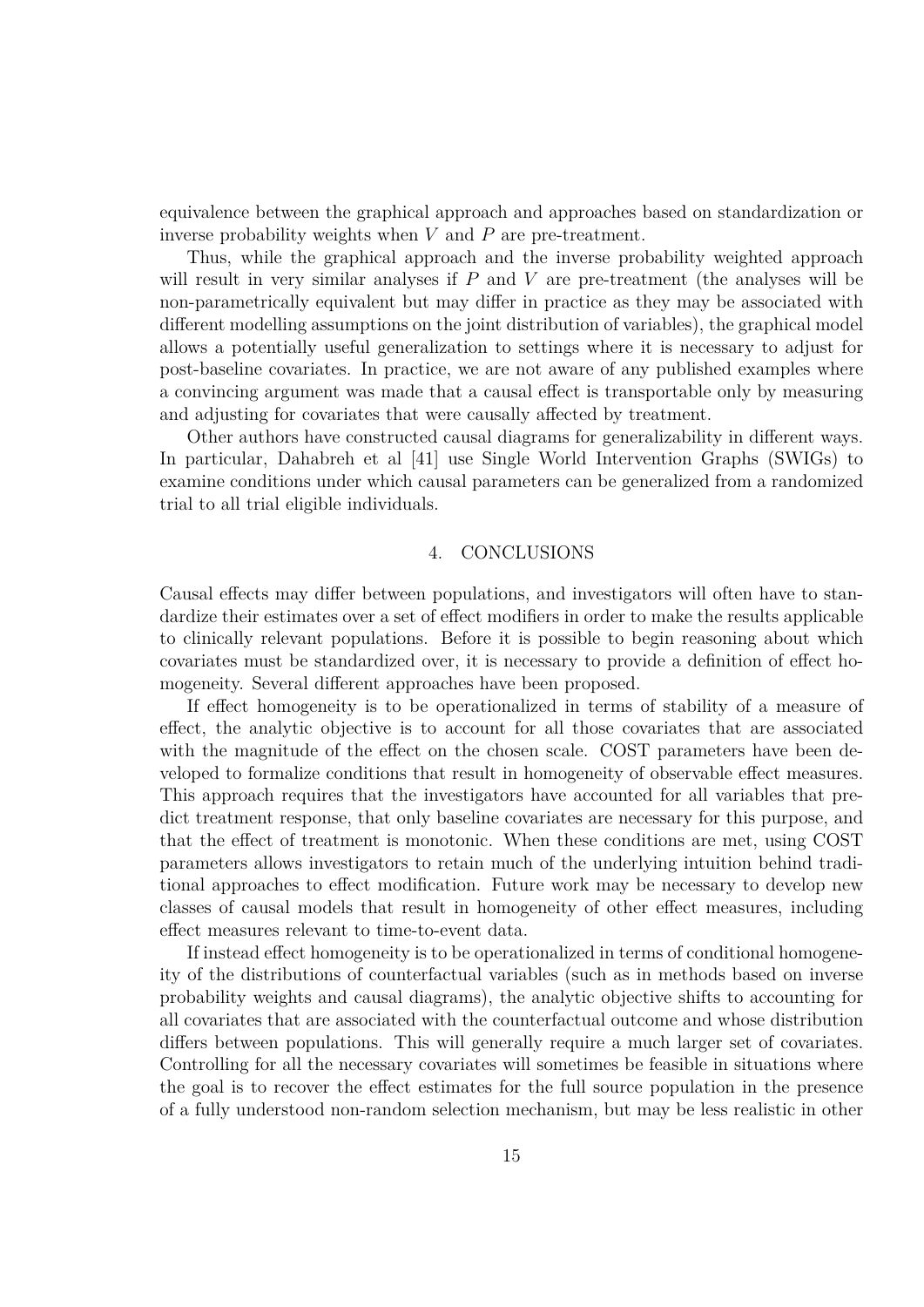equivalence between the graphical approach and approaches based on standardization or inverse probability weights when $V$ and $P$ are pre-treatment.

Thus, while the graphical approach and the inverse probability weighted approach will result in very similar analyses if $P$ and $V$ are pre-treatment (the analyses will be non-parametrically equivalent but may differ in practice as they may be associated with different modelling assumptions on the joint distribution of variables), the graphical model allows a potentially useful generalization to settings where it is necessary to adjust for post-baseline covariates. In practice, we are not aware of any published examples where a convincing argument was made that a causal effect is transportable only by measuring and adjusting for covariates that were causally affected by treatment.

Other authors have constructed causal diagrams for generalizability in different ways. In particular, Dahabreh et al [41] use Single World Intervention Graphs (SWIGs) to examine conditions under which causal parameters can be generalized from a randomized trial to all trial eligible individuals.

## 4. CONCLUSIONS

Causal effects may differ between populations, and investigators will often have to standardize their estimates over a set of effect modifiers in order to make the results applicable to clinically relevant populations. Before it is possible to begin reasoning about which covariates must be standardized over, it is necessary to provide a definition of effect homogeneity. Several different approaches have been proposed.

If effect homogeneity is to be operationalized in terms of stability of a measure of effect, the analytic objective is to account for all those covariates that are associated with the magnitude of the effect on the chosen scale. COST parameters have been developed to formalize conditions that result in homogeneity of observable effect measures. This approach requires that the investigators have accounted for all variables that predict treatment response, that only baseline covariates are necessary for this purpose, and that the effect of treatment is monotonic. When these conditions are met, using COST parameters allows investigators to retain much of the underlying intuition behind traditional approaches to effect modification. Future work may be necessary to develop new classes of causal models that result in homogeneity of other effect measures, including effect measures relevant to time-to-event data.

If instead effect homogeneity is to be operationalized in terms of conditional homogeneity of the distributions of counterfactual variables (such as in methods based on inverse probability weights and causal diagrams), the analytic objective shifts to accounting for all covariates that are associated with the counterfactual outcome and whose distribution differs between populations. This will generally require a much larger set of covariates. Controlling for all the necessary covariates will sometimes be feasible in situations where the goal is to recover the effect estimates for the full source population in the presence of a fully understood non-random selection mechanism, but may be less realistic in other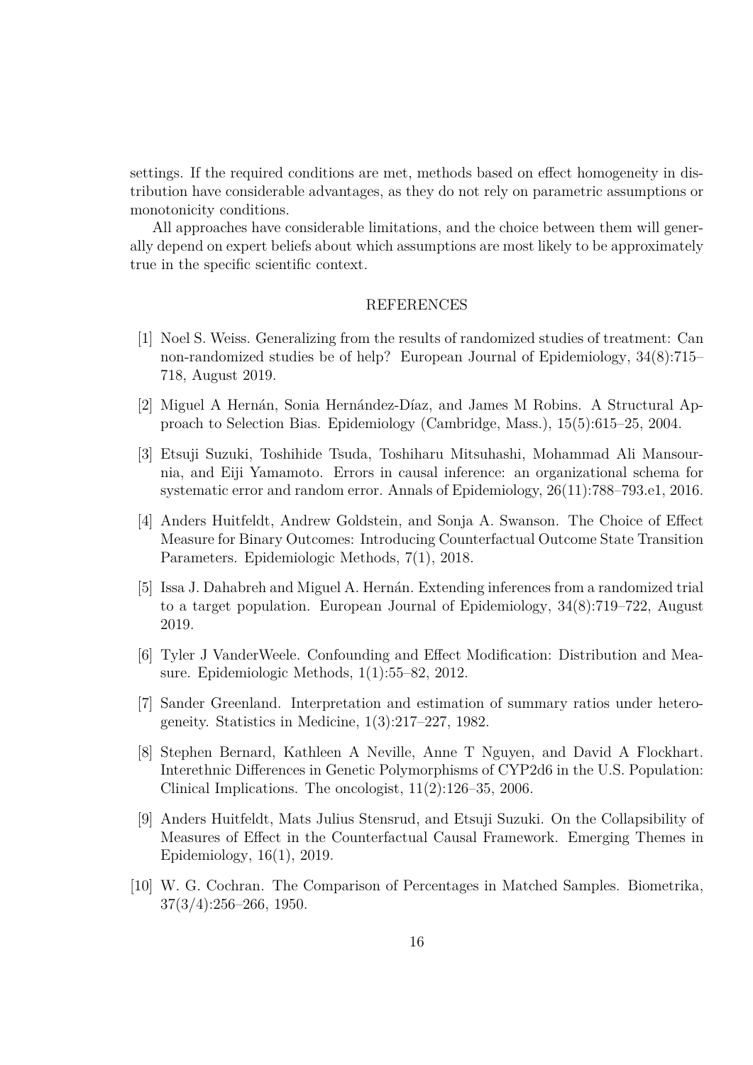settings. If the required conditions are met, methods based on effect homogeneity in distribution have considerable advantages, as they do not rely on parametric assumptions or monotonicity conditions.

All approaches have considerable limitations, and the choice between them will generally depend on expert beliefs about which assumptions are most likely to be approximately true in the specific scientific context.

## REFERENCES

[1] Noel S. Weiss. Generalizing from the results of randomized studies of treatment: Can non-randomized studies be of help? European Journal of Epidemiology, 34(8):715–718, August 2019.

[2] Miguel A Hernán, Sonia Hernández-Díaz, and James M Robins. A Structural Approach to Selection Bias. Epidemiology (Cambridge, Mass.), 15(5):615–25, 2004.

[3] Etsuji Suzuki, Toshihide Tsuda, Toshiharu Mitsuhashi, Mohammad Ali Mansournia, and Eiji Yamamoto. Errors in causal inference: an organizational schema for systematic error and random error. Annals of Epidemiology, 26(11):788–793.e1, 2016.

[4] Anders Huitfeldt, Andrew Goldstein, and Sonja A. Swanson. The Choice of Effect Measure for Binary Outcomes: Introducing Counterfactual Outcome State Transition Parameters. Epidemiologic Methods, 7(1), 2018.

[5] Issa J. Dahabreh and Miguel A. Hernán. Extending inferences from a randomized trial to a target population. European Journal of Epidemiology, 34(8):719–722, August 2019.

[6] Tyler J VanderWeele. Confounding and Effect Modification: Distribution and Measure. Epidemiologic Methods, 1(1):55–82, 2012.

[7] Sander Greenland. Interpretation and estimation of summary ratios under heterogeneity. Statistics in Medicine, 1(3):217–227, 1982.

[8] Stephen Bernard, Kathleen A Neville, Anne T Nguyen, and David A Flockhart. Interethnic Differences in Genetic Polymorphisms of CYP2d6 in the U.S. Population: Clinical Implications. The oncologist, 11(2):126–35, 2006.

[9] Anders Huitfeldt, Mats Julius Stensrud, and Etsuji Suzuki. On the Collapsibility of Measures of Effect in the Counterfactual Causal Framework. Emerging Themes in Epidemiology, 16(1), 2019.

[10] W. G. Cochran. The Comparison of Percentages in Matched Samples. Biometrika, 37(3/4):256–266, 1950.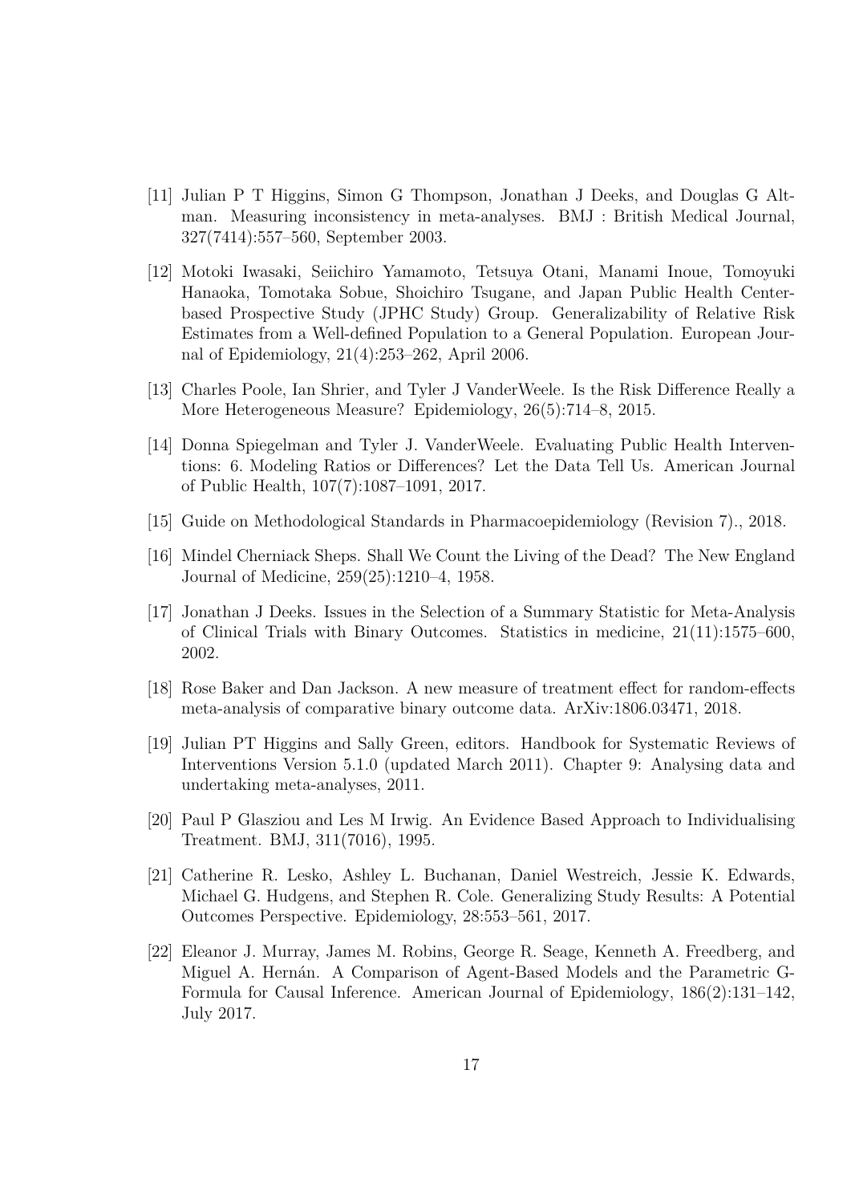[11] Julian P T Higgins, Simon G Thompson, Jonathan J Deeks, and Douglas G Altman. Measuring inconsistency in meta-analyses. BMJ : British Medical Journal, 327(7414):557–560, September 2003.

[12] Motoki Iwasaki, Seiichiro Yamamoto, Tetsuya Otani, Manami Inoue, Tomoyuki Hanaoka, Tomotaka Sobue, Shoichiro Tsugane, and Japan Public Health Center-based Prospective Study (JPHC Study) Group. Generalizability of Relative Risk Estimates from a Well-defined Population to a General Population. European Journal of Epidemiology, 21(4):253–262, April 2006.

[13] Charles Poole, Ian Shrier, and Tyler J VanderWeele. Is the Risk Difference Really a More Heterogeneous Measure? Epidemiology, 26(5):714–8, 2015.

[14] Donna Spiegelman and Tyler J. VanderWeele. Evaluating Public Health Interventions: 6. Modeling Ratios or Differences? Let the Data Tell Us. American Journal of Public Health, 107(7):1087–1091, 2017.

[15] Guide on Methodological Standards in Pharmacoepidemiology (Revision 7)., 2018.

[16] Mindel Cherniack Sheps. Shall We Count the Living of the Dead? The New England Journal of Medicine, 259(25):1210–4, 1958.

[17] Jonathan J Deeks. Issues in the Selection of a Summary Statistic for Meta-Analysis of Clinical Trials with Binary Outcomes. Statistics in medicine, 21(11):1575–600, 2002.

[18] Rose Baker and Dan Jackson. A new measure of treatment effect for random-effects meta-analysis of comparative binary outcome data. ArXiv:1806.03471, 2018.

[19] Julian PT Higgins and Sally Green, editors. Handbook for Systematic Reviews of Interventions Version 5.1.0 (updated March 2011). Chapter 9: Analysing data and undertaking meta-analyses, 2011.

[20] Paul P Glasziou and Les M Irwig. An Evidence Based Approach to Individualising Treatment. BMJ, 311(7016), 1995.

[21] Catherine R. Lesko, Ashley L. Buchanan, Daniel Westreich, Jessie K. Edwards, Michael G. Hudgens, and Stephen R. Cole. Generalizing Study Results: A Potential Outcomes Perspective. Epidemiology, 28:553–561, 2017.

[22] Eleanor J. Murray, James M. Robins, George R. Seage, Kenneth A. Freedberg, and Miguel A. Hernán. A Comparison of Agent-Based Models and the Parametric G-Formula for Causal Inference. American Journal of Epidemiology, 186(2):131–142, July 2017.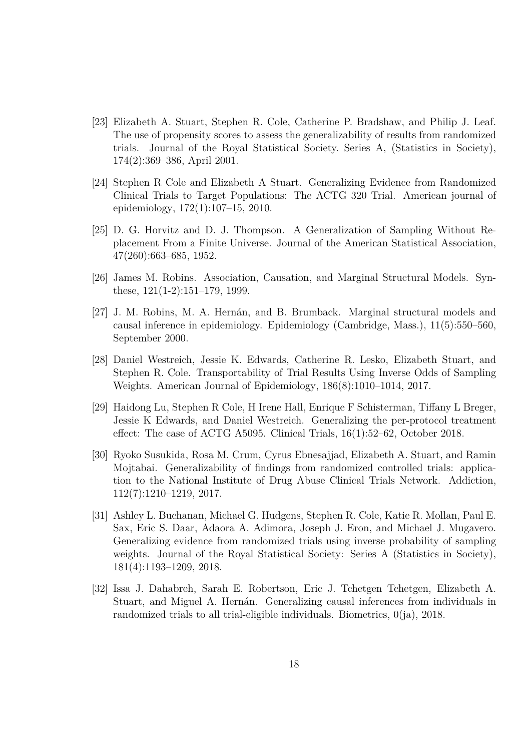[23] Elizabeth A. Stuart, Stephen R. Cole, Catherine P. Bradshaw, and Philip J. Leaf. The use of propensity scores to assess the generalizability of results from randomized trials. Journal of the Royal Statistical Society. Series A, (Statistics in Society), 174(2):369–386, April 2001.

[24] Stephen R Cole and Elizabeth A Stuart. Generalizing Evidence from Randomized Clinical Trials to Target Populations: The ACTG 320 Trial. American journal of epidemiology, 172(1):107–15, 2010.

[25] D. G. Horvitz and D. J. Thompson. A Generalization of Sampling Without Replacement From a Finite Universe. Journal of the American Statistical Association, 47(260):663–685, 1952.

[26] James M. Robins. Association, Causation, and Marginal Structural Models. Synthese, 121(1-2):151–179, 1999.

[27] J. M. Robins, M. A. Hernán, and B. Brumback. Marginal structural models and causal inference in epidemiology. Epidemiology (Cambridge, Mass.), 11(5):550–560, September 2000.

[28] Daniel Westreich, Jessie K. Edwards, Catherine R. Lesko, Elizabeth Stuart, and Stephen R. Cole. Transportability of Trial Results Using Inverse Odds of Sampling Weights. American Journal of Epidemiology, 186(8):1010–1014, 2017.

[29] Haidong Lu, Stephen R Cole, H Irene Hall, Enrique F Schisterman, Tiffany L Breger, Jessie K Edwards, and Daniel Westreich. Generalizing the per-protocol treatment effect: The case of ACTG A5095. Clinical Trials, 16(1):52–62, October 2018.

[30] Ryoko Susukida, Rosa M. Crum, Cyrus Ebnesajjad, Elizabeth A. Stuart, and Ramin Mojtabai. Generalizability of findings from randomized controlled trials: application to the National Institute of Drug Abuse Clinical Trials Network. Addiction, 112(7):1210–1219, 2017.

[31] Ashley L. Buchanan, Michael G. Hudgens, Stephen R. Cole, Katie R. Mollan, Paul E. Sax, Eric S. Daar, Adaora A. Adimora, Joseph J. Eron, and Michael J. Mugavero. Generalizing evidence from randomized trials using inverse probability of sampling weights. Journal of the Royal Statistical Society: Series A (Statistics in Society), 181(4):1193–1209, 2018.

[32] Issa J. Dahabreh, Sarah E. Robertson, Eric J. Tchetgen Tchetgen, Elizabeth A. Stuart, and Miguel A. Hernán. Generalizing causal inferences from individuals in randomized trials to all trial-eligible individuals. Biometrics, 0(ja), 2018.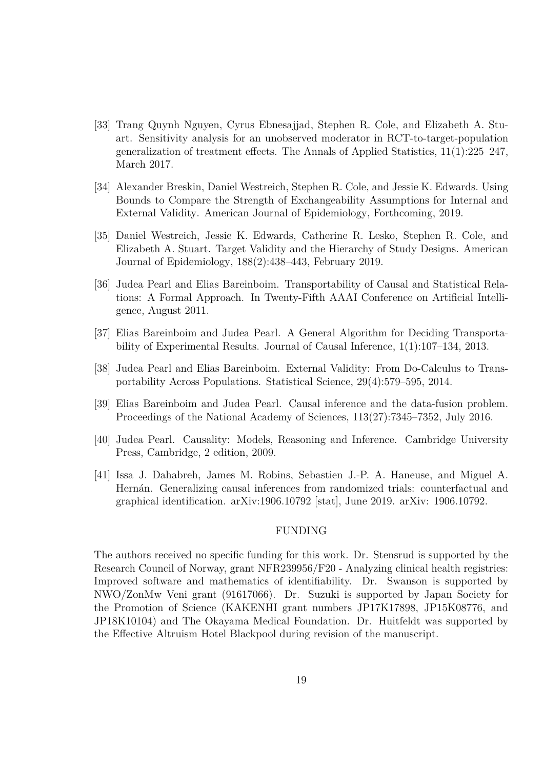[33] Trang Quynh Nguyen, Cyrus Ebnesajjad, Stephen R. Cole, and Elizabeth A. Stuart. Sensitivity analysis for an unobserved moderator in RCT-to-target-population generalization of treatment effects. The Annals of Applied Statistics, 11(1):225–247, March 2017.

[34] Alexander Breskin, Daniel Westreich, Stephen R. Cole, and Jessie K. Edwards. Using Bounds to Compare the Strength of Exchangeability Assumptions for Internal and External Validity. American Journal of Epidemiology, Forthcoming, 2019.

[35] Daniel Westreich, Jessie K. Edwards, Catherine R. Lesko, Stephen R. Cole, and Elizabeth A. Stuart. Target Validity and the Hierarchy of Study Designs. American Journal of Epidemiology, 188(2):438–443, February 2019.

[36] Judea Pearl and Elias Bareinboim. Transportability of Causal and Statistical Relations: A Formal Approach. In Twenty-Fifth AAAI Conference on Artificial Intelligence, August 2011.

[37] Elias Bareinboim and Judea Pearl. A General Algorithm for Deciding Transportability of Experimental Results. Journal of Causal Inference, 1(1):107–134, 2013.

[38] Judea Pearl and Elias Bareinboim. External Validity: From Do-Calculus to Transportability Across Populations. Statistical Science, 29(4):579–595, 2014.

[39] Elias Bareinboim and Judea Pearl. Causal inference and the data-fusion problem. Proceedings of the National Academy of Sciences, 113(27):7345–7352, July 2016.

[40] Judea Pearl. Causality: Models, Reasoning and Inference. Cambridge University Press, Cambridge, 2 edition, 2009.

[41] Issa J. Dahabreh, James M. Robins, Sebastien J.-P. A. Haneuse, and Miguel A. Hernán. Generalizing causal inferences from randomized trials: counterfactual and graphical identification. arXiv:1906.10792 [stat], June 2019. arXiv: 1906.10792.

## FUNDING

The authors received no specific funding for this work. Dr. Stensrud is supported by the Research Council of Norway, grant NFR239956/F20 - Analyzing clinical health registries: Improved software and mathematics of identifiability. Dr. Swanson is supported by NWO/ZonMw Veni grant (91617066). Dr. Suzuki is supported by Japan Society for the Promotion of Science (KAKENHI grant numbers JP17K17898, JP15K08776, and JP18K10104) and The Okayama Medical Foundation. Dr. Huitfeldt was supported by the Effective Altruism Hotel Blackpool during revision of the manuscript.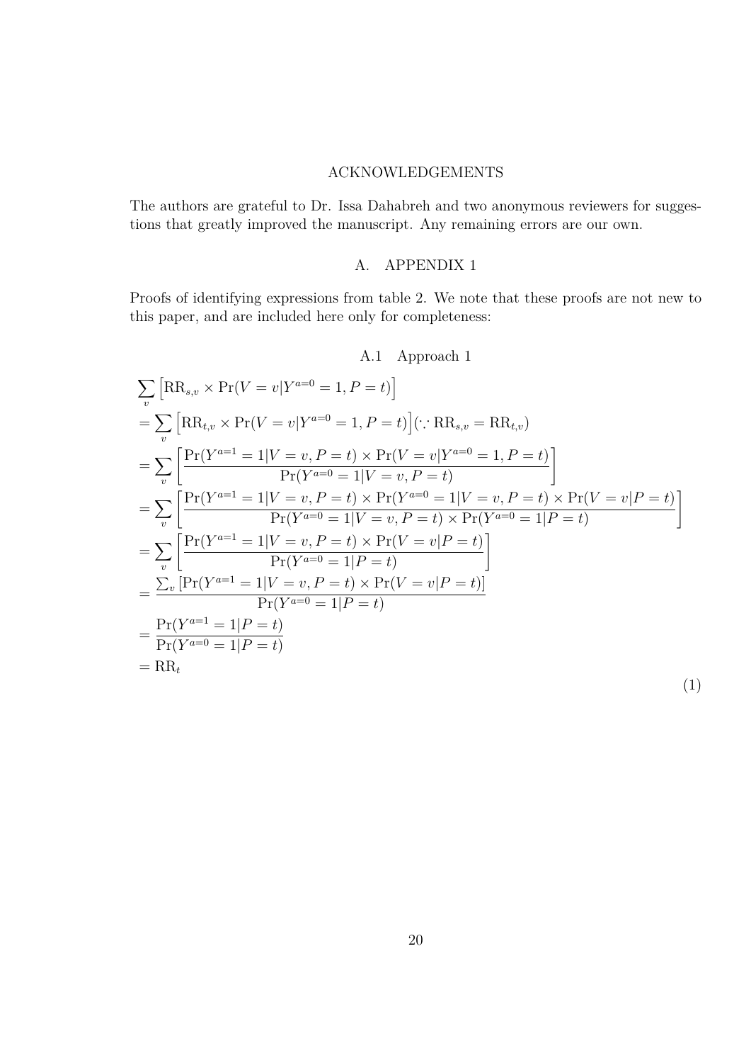## ACKNOWLEDGEMENTS

The authors are grateful to Dr. Issa Dahabreh and two anonymous reviewers for suggestions that greatly improved the manuscript. Any remaining errors are our own.

## A. APPENDIX 1

Proofs of identifying expressions from table 2. We note that these proofs are not new to this paper, and are included here only for completeness:

### A.1 Approach 1

$$
\begin{aligned}
&\sum_v \Big[\text{RR}_{s,v} \times \Pr(V = v | Y^{a=0} = 1, P = t)\Big] \\
&= \sum_v \Big[\text{RR}_{t,v} \times \Pr(V = v | Y^{a=0} = 1, P = t)\Big] (\because \text{RR}_{s,v} = \text{RR}_{t,v}) \\
&= \sum_v \left[\frac{\Pr(Y^{a=1} = 1 | V = v, P = t) \times \Pr(V = v | Y^{a=0} = 1, P = t)}{\Pr(Y^{a=0} = 1 | V = v, P = t)}\right] \\
&= \sum_v \left[\frac{\Pr(Y^{a=1} = 1 | V = v, P = t) \times \Pr(Y^{a=0} = 1 | V = v, P = t) \times \Pr(V = v | P = t)}{\Pr(Y^{a=0} = 1 | V = v, P = t) \times \Pr(Y^{a=0} = 1 | P = t)}\right] \\
&= \sum_v \left[\frac{\Pr(Y^{a=1} = 1 | V = v, P = t) \times \Pr(V = v | P = t)}{\Pr(Y^{a=0} = 1 | P = t)}\right] \\
&= \frac{\sum_v \left[\Pr(Y^{a=1} = 1 | V = v, P = t) \times \Pr(V = v | P = t)\right]}{\Pr(Y^{a=0} = 1 | P = t)} \\
&= \frac{\Pr(Y^{a=1} = 1 | P = t)}{\Pr(Y^{a=0} = 1 | P = t)} \\
&= \text{RR}_t
\end{aligned}
\tag{1}
$$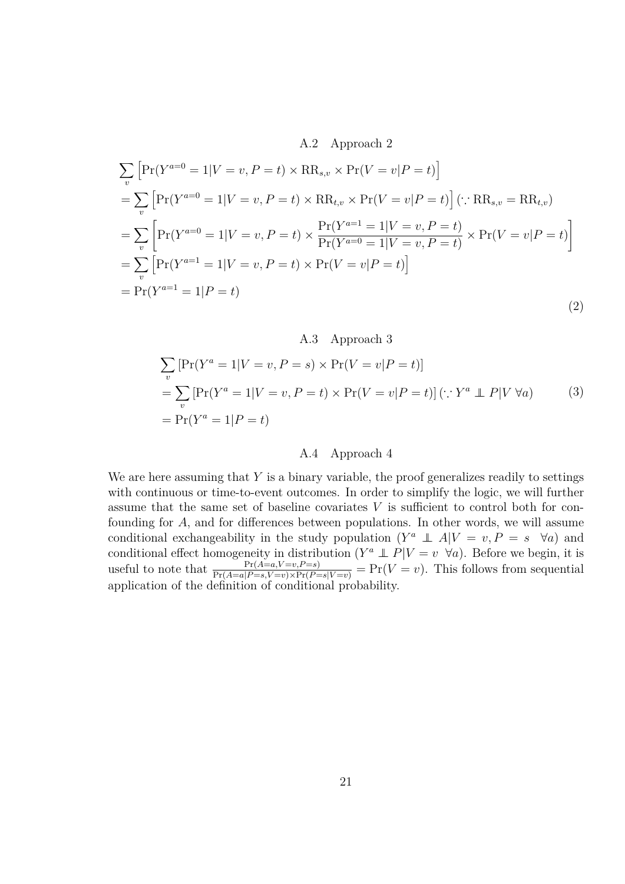### A.2 Approach 2

$$
\begin{aligned}
&\sum_v \Big[\Pr(Y^{a=0}=1|V=v,P=t) \times \mathrm{RR}_{s,v} \times \Pr(V=v|P=t)\Big] \\
&= \sum_v \Big[\Pr(Y^{a=0}=1|V=v,P=t) \times \mathrm{RR}_{t,v} \times \Pr(V=v|P=t)\Big] \, (\because \mathrm{RR}_{s,v} = \mathrm{RR}_{t,v}) \\
&= \sum_v \left[\Pr(Y^{a=0}=1|V=v,P=t) \times \frac{\Pr(Y^{a=1}=1|V=v,P=t)}{\Pr(Y^{a=0}=1|V=v,P=t)} \times \Pr(V=v|P=t)\right] \\
&= \sum_v \Big[\Pr(Y^{a=1}=1|V=v,P=t) \times \Pr(V=v|P=t)\Big] \\
&= \Pr(Y^{a=1}=1|P=t)
\end{aligned}
\tag{2}
$$

### A.3 Approach 3

$$
\begin{aligned}
&\sum_v \left[\Pr(Y^a=1|V=v,P=s) \times \Pr(V=v|P=t)\right] \\
&= \sum_v \left[\Pr(Y^a=1|V=v,P=t) \times \Pr(V=v|P=t)\right] (\because Y^a \perp\!\!\!\perp P|V \ \forall a) \\
&= \Pr(Y^a=1|P=t)
\end{aligned}
\tag{3}
$$

### A.4 Approach 4

We are here assuming that $Y$ is a binary variable, the proof generalizes readily to settings with continuous or time-to-event outcomes. In order to simplify the logic, we will further assume that the same set of baseline covariates $V$ is sufficient to control both for confounding for $A$, and for differences between populations. In other words, we will assume conditional exchangeability in the study population ($Y^a \perp\!\!\!\perp A|V=v, P=s \quad \forall a$) and conditional effect homogeneity in distribution ($Y^a \perp\!\!\!\perp P|V=v \ \forall a$). Before we begin, it is useful to note that $\frac{\Pr(A=a,V=v,P=s)}{\Pr(A=a|P=s,V=v)\times\Pr(P=s|V=v)} = \Pr(V=v)$. This follows from sequential application of the definition of conditional probability.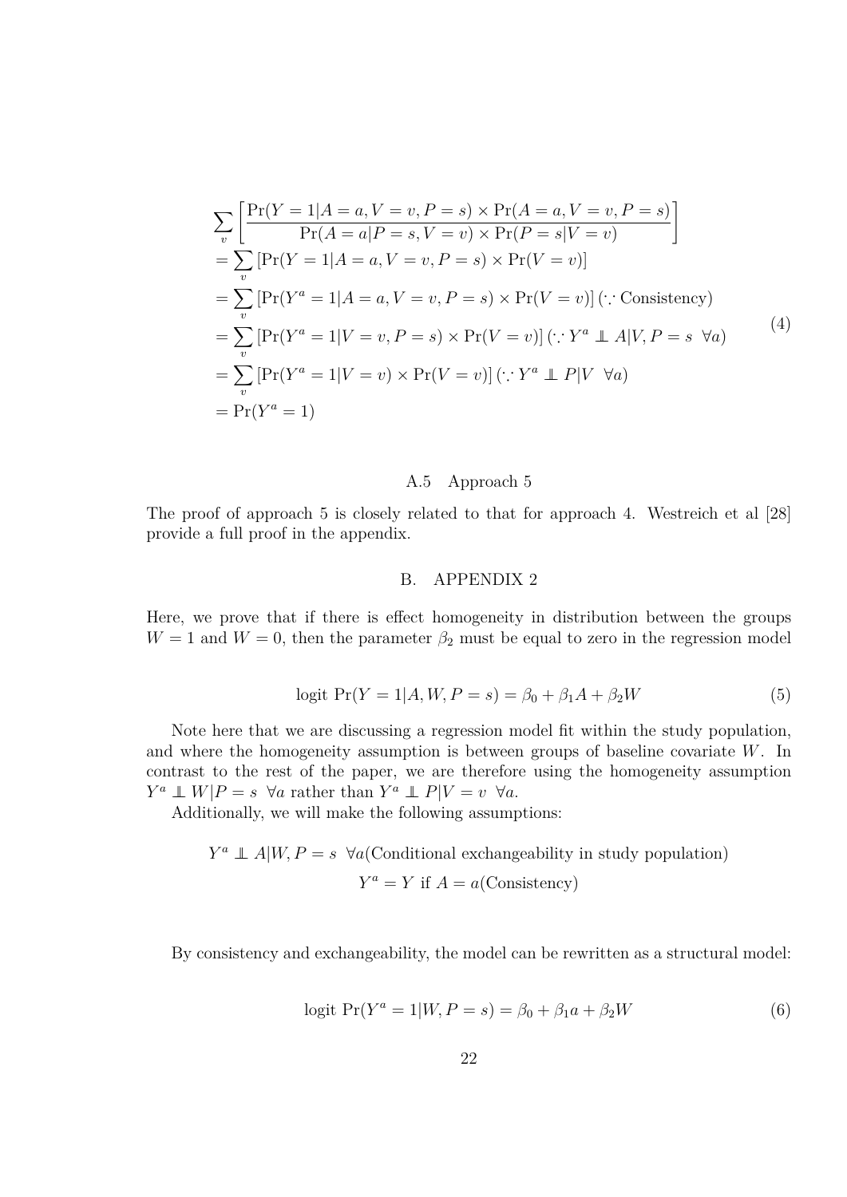$$
\begin{aligned}
&\sum_v \left[ \frac{\Pr(Y=1|A=a,V=v,P=s) \times \Pr(A=a,V=v,P=s)}{\Pr(A=a|P=s,V=v) \times \Pr(P=s|V=v)} \right] \\
&= \sum_v \left[ \Pr(Y=1|A=a,V=v,P=s) \times \Pr(V=v) \right] \\
&= \sum_v \left[ \Pr(Y^a=1|A=a,V=v,P=s) \times \Pr(V=v) \right] (\because \text{Consistency}) \\
&= \sum_v \left[ \Pr(Y^a=1|V=v,P=s) \times \Pr(V=v) \right] (\because Y^a \perp\!\!\!\perp A|V,P=s \ \ \forall a) \\
&= \sum_v \left[ \Pr(Y^a=1|V=v) \times \Pr(V=v) \right] (\because Y^a \perp\!\!\!\perp P|V \ \ \forall a) \\
&= \Pr(Y^a=1)
\end{aligned}
\tag{4}
$$

### A.5 Approach 5

The proof of approach 5 is closely related to that for approach 4. Westreich et al [28] provide a full proof in the appendix.

## B. APPENDIX 2

Here, we prove that if there is effect homogeneity in distribution between the groups $W=1$ and $W=0$, then the parameter $\beta_2$ must be equal to zero in the regression model

$$
\text{logit } \Pr(Y=1|A,W,P=s) = \beta_0 + \beta_1 A + \beta_2 W \tag{5}
$$

Note here that we are discussing a regression model fit within the study population, and where the homogeneity assumption is between groups of baseline covariate $W$. In contrast to the rest of the paper, we are therefore using the homogeneity assumption $Y^a \perp\!\!\!\perp W|P=s \ \ \forall a$ rather than $Y^a \perp\!\!\!\perp P|V=v \ \ \forall a$.

Additionally, we will make the following assumptions:

$$
Y^a \perp\!\!\!\perp A|W,P=s \ \ \forall a (\text{Conditional exchangeability in study population})
$$

$$
Y^a = Y \text{ if } A=a (\text{Consistency})
$$

By consistency and exchangeability, the model can be rewritten as a structural model:

$$
\text{logit } \Pr(Y^a=1|W,P=s) = \beta_0 + \beta_1 a + \beta_2 W \tag{6}
$$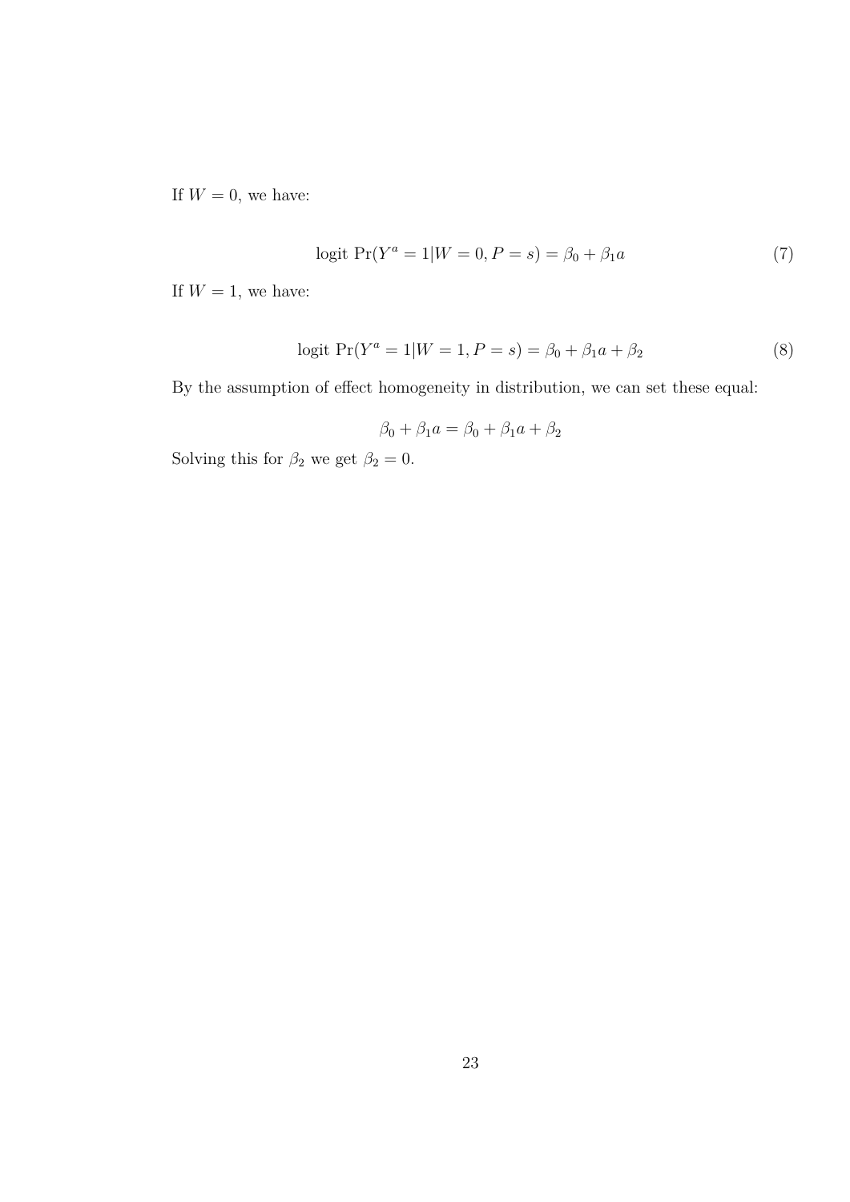If $W = 0$, we have:

$$\text{logit } \Pr(Y^a = 1 | W = 0, P = s) = \beta_0 + \beta_1 a \tag{7}$$

If $W = 1$, we have:

$$\text{logit } \Pr(Y^a = 1 | W = 1, P = s) = \beta_0 + \beta_1 a + \beta_2 \tag{8}$$

By the assumption of effect homogeneity in distribution, we can set these equal:

$$\beta_0 + \beta_1 a = \beta_0 + \beta_1 a + \beta_2$$

Solving this for $\beta_2$ we get $\beta_2 = 0$.